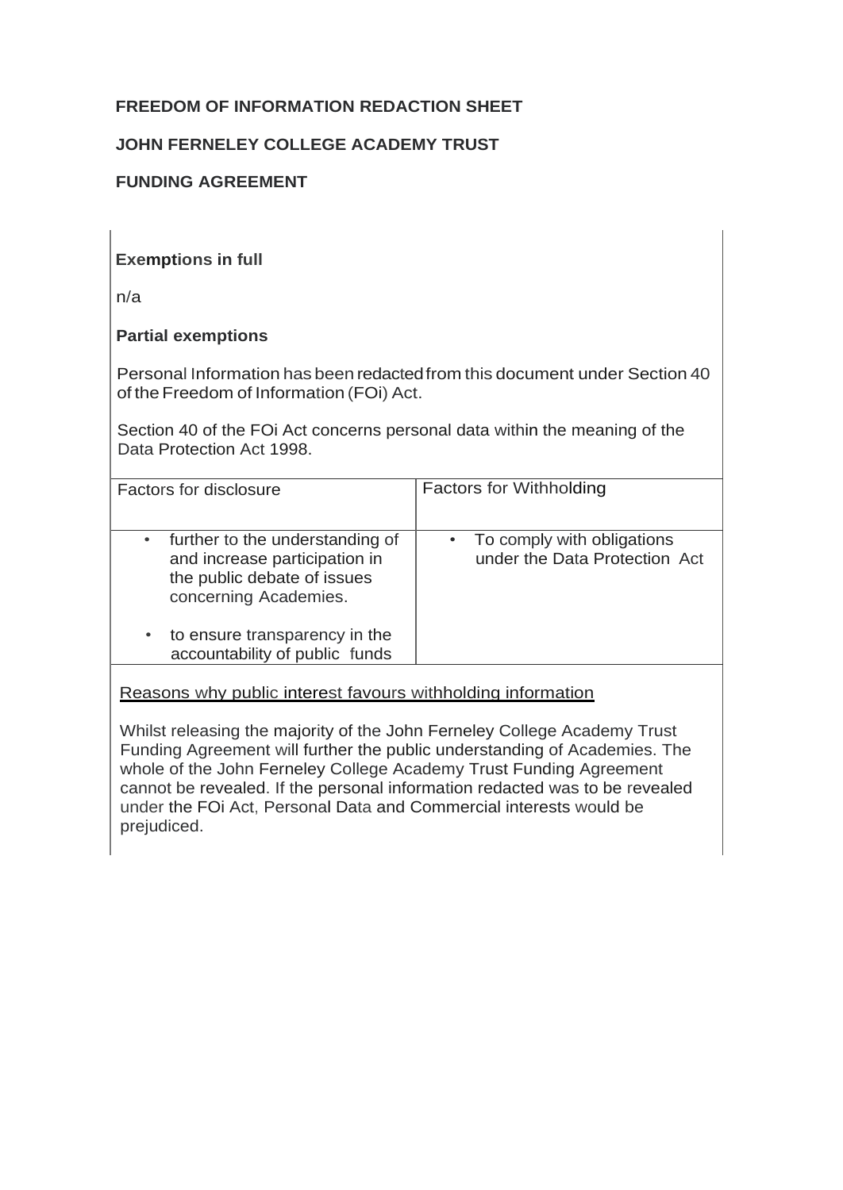**FREEDOM OF INFORMATION REDACTION SHEET**

**JOHN FERNELEY COLLEGE ACADEMY TRUST**

**FUNDING AGREEMENT**

**Exemptions in full**

n/a

**Partial exemptions**

Personal Information has been redacted from this document under Section 40 of the Freedom of Information (FOi) Act.

Section 40 of the FOi Act concerns personal data within the meaning of the Data Protection Act 1998.

| Factors for disclosure | Factors for Withholding |
|---|---|
| • further to the understanding of and increase participation in the public debate of issues concerning Academies.<br><br>• to ensure transparency in the accountability of public funds | • To comply with obligations under the Data Protection Act |

Reasons why public interest favours withholding information

Whilst releasing the majority of the John Ferneley College Academy Trust Funding Agreement will further the public understanding of Academies. The whole of the John Ferneley College Academy Trust Funding Agreement cannot be revealed. If the personal information redacted was to be revealed under the FOi Act, Personal Data and Commercial interests would be prejudiced.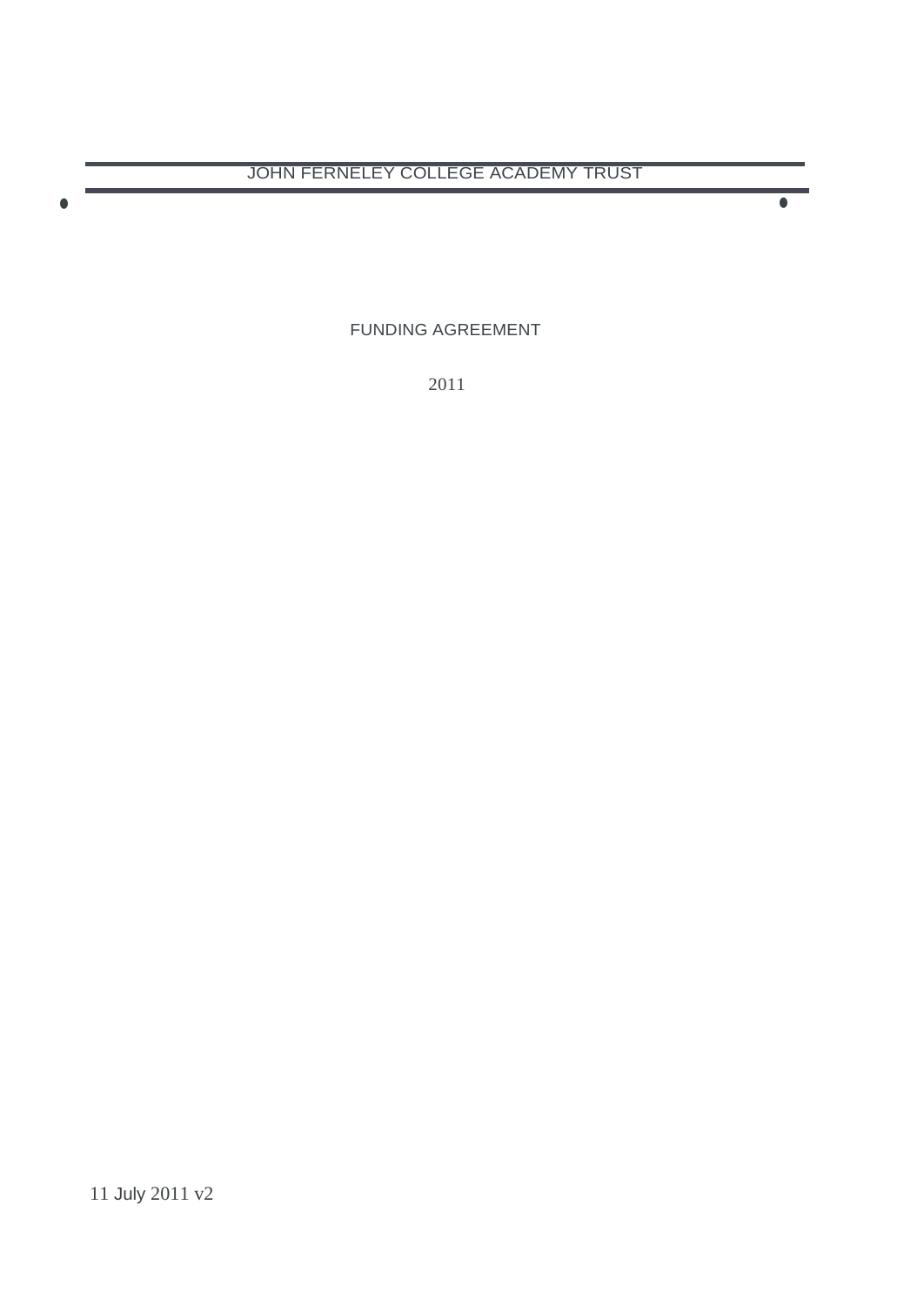JOHN FERNELEY COLLEGE ACADEMY TRUST

FUNDING AGREEMENT

2011

11 July 2011 v2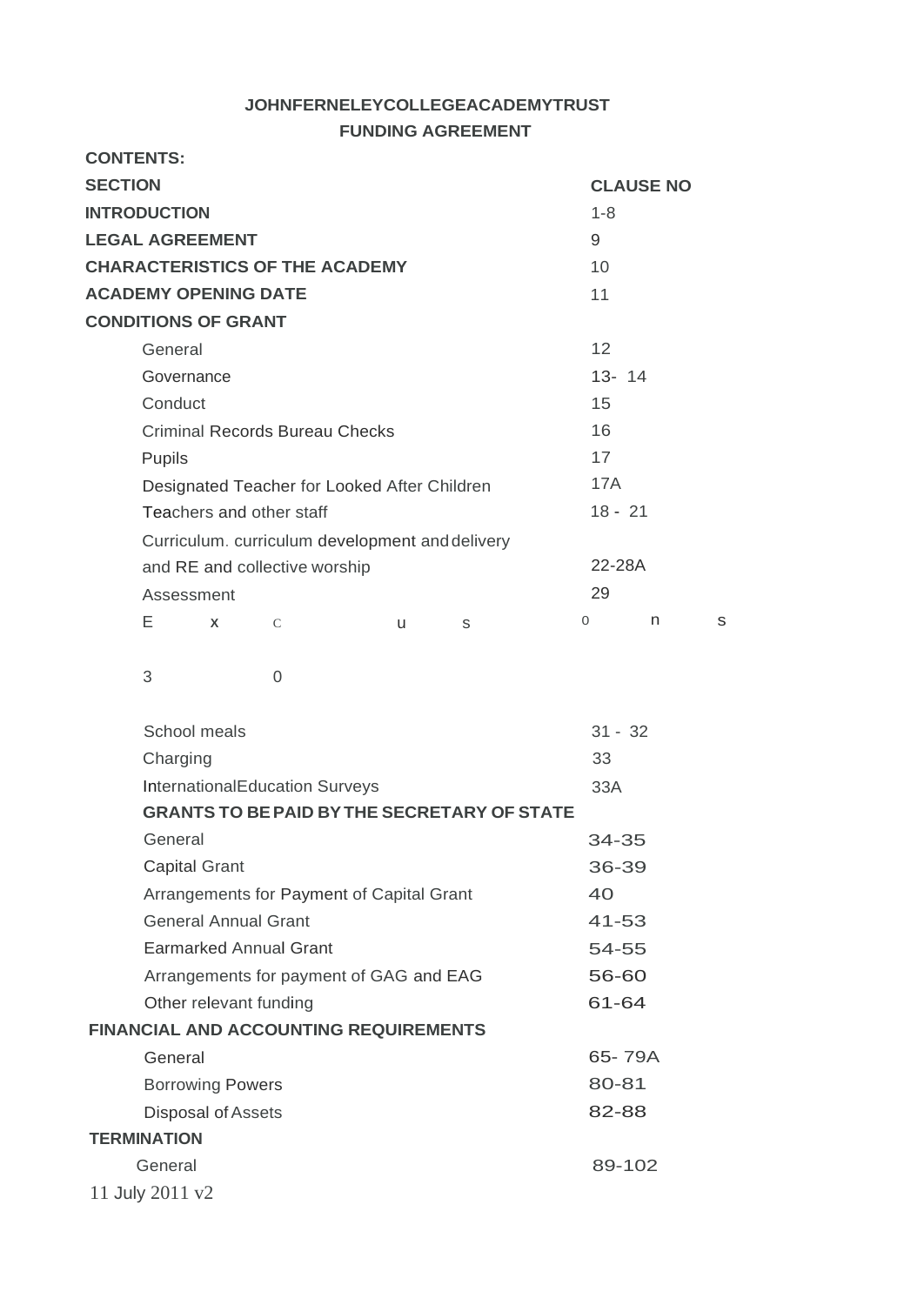**JOHNFERNELEYCOLLEGEACADEMYTRUST**

**FUNDING AGREEMENT**

**CONTENTS:**

| **SECTION** | **CLAUSE NO** |
|---|---|
| **INTRODUCTION** | 1-8 |
| **LEGAL AGREEMENT** | 9 |
| **CHARACTERISTICS OF THE ACADEMY** | 10 |
| **ACADEMY OPENING DATE** | 11 |
| **CONDITIONS OF GRANT** | |
| General | 12 |
| Governance | 13- 14 |
| Conduct | 15 |
| Criminal Records Bureau Checks | 16 |
| Pupils | 17 |
| Designated Teacher for Looked After Children | 17A |
| Teachers and other staff | 18 - 21 |
| Curriculum. curriculum development and delivery and RE and collective worship | 22-28A |
| Assessment | 29 |
| Exclusions | 30 |
| School meals | 31 - 32 |
| Charging | 33 |
| InternationalEducation Surveys | 33A |
| **GRANTS TO BE PAID BY THE SECRETARY OF STATE** | |
| General | 34-35 |
| Capital Grant | 36-39 |
| Arrangements for Payment of Capital Grant | 40 |
| General Annual Grant | 41-53 |
| Earmarked Annual Grant | 54-55 |
| Arrangements for payment of GAG and EAG | 56-60 |
| Other relevant funding | 61-64 |
| **FINANCIAL AND ACCOUNTING REQUIREMENTS** | |
| General | 65- 79A |
| Borrowing Powers | 80-81 |
| Disposal of Assets | 82-88 |
| **TERMINATION** | |
| General | 89-102 |

11 July 2011 v2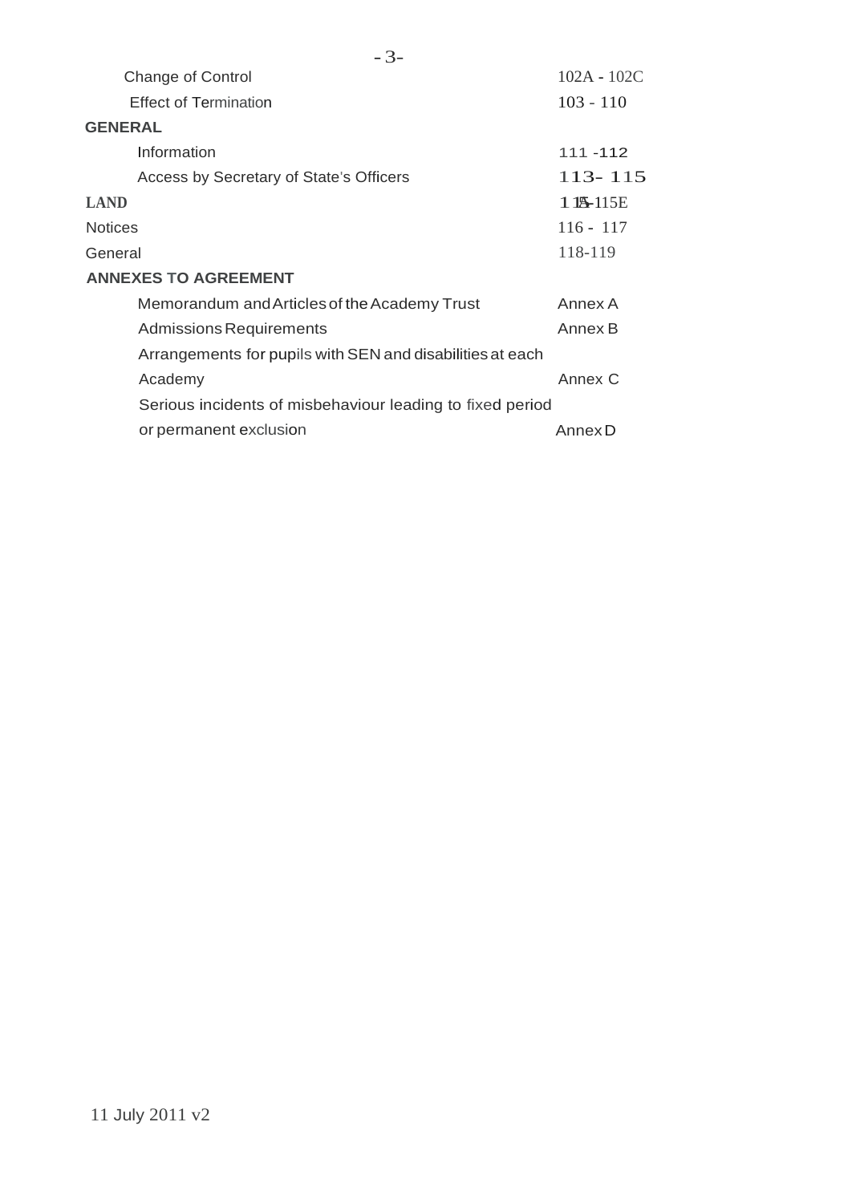| | |
|---|---|
| Change of Control | 102A - 102C |
| Effect of Termination | 103 - 110 |
| **GENERAL** | |
| Information | 111 -112 |
| Access by Secretary of State's Officers | 113- 115 |
| **LAND** | 115A-115E |
| Notices | 116 - 117 |
| General | 118-119 |
| **ANNEXES TO AGREEMENT** | |
| Memorandum and Articles of the Academy Trust | Annex A |
| Admissions Requirements | Annex B |
| Arrangements for pupils with SEN and disabilities at each Academy | Annex C |
| Serious incidents of misbehaviour leading to fixed period or permanent exclusion | Annex D |

11 July 2011 v2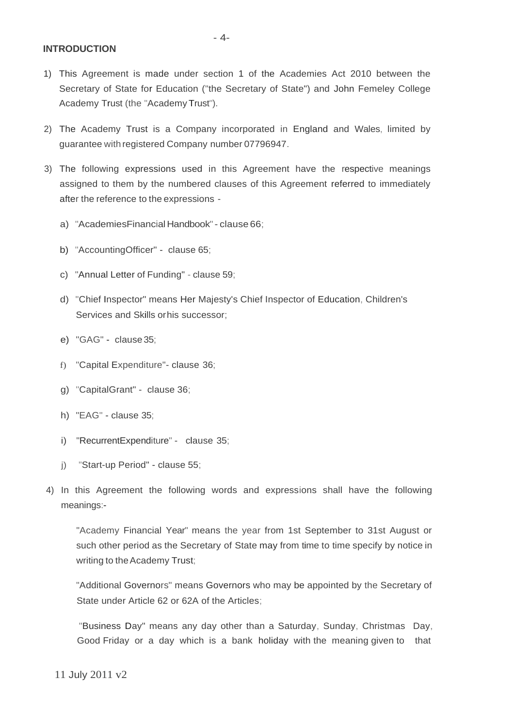**INTRODUCTION**

1) This Agreement is made under section 1 of the Academies Act 2010 between the Secretary of State for Education ("the Secretary of State") and John Femeley College Academy Trust (the "Academy Trust").

2) The Academy Trust is a Company incorporated in England and Wales, limited by guarantee with registered Company number 07796947.

3) The following expressions used in this Agreement have the respective meanings assigned to them by the numbered clauses of this Agreement referred to immediately after the reference to the expressions -

   a) "AcademiesFinancial Handbook" - clause 66;

   b) "AccountingOfficer" - clause 65;

   c) "Annual Letter of Funding" - clause 59;

   d) "Chief Inspector" means Her Majesty's Chief Inspector of Education, Children's Services and Skills or his successor;

   e) "GAG" - clause 35;

   f) "Capital Expenditure"- clause 36;

   g) "CapitalGrant" - clause 36;

   h) "EAG" - clause 35;

   i) "RecurrentExpenditure" - clause 35;

   j) "Start-up Period" - clause 55;

4) In this Agreement the following words and expressions shall have the following meanings:-

   "Academy Financial Year" means the year from 1st September to 31st August or such other period as the Secretary of State may from time to time specify by notice in writing to the Academy Trust;

   "Additional Governors" means Governors who may be appointed by the Secretary of State under Article 62 or 62A of the Articles;

   "Business Day" means any day other than a Saturday, Sunday, Christmas Day, Good Friday or a day which is a bank holiday with the meaning given to that

11 July 2011 v2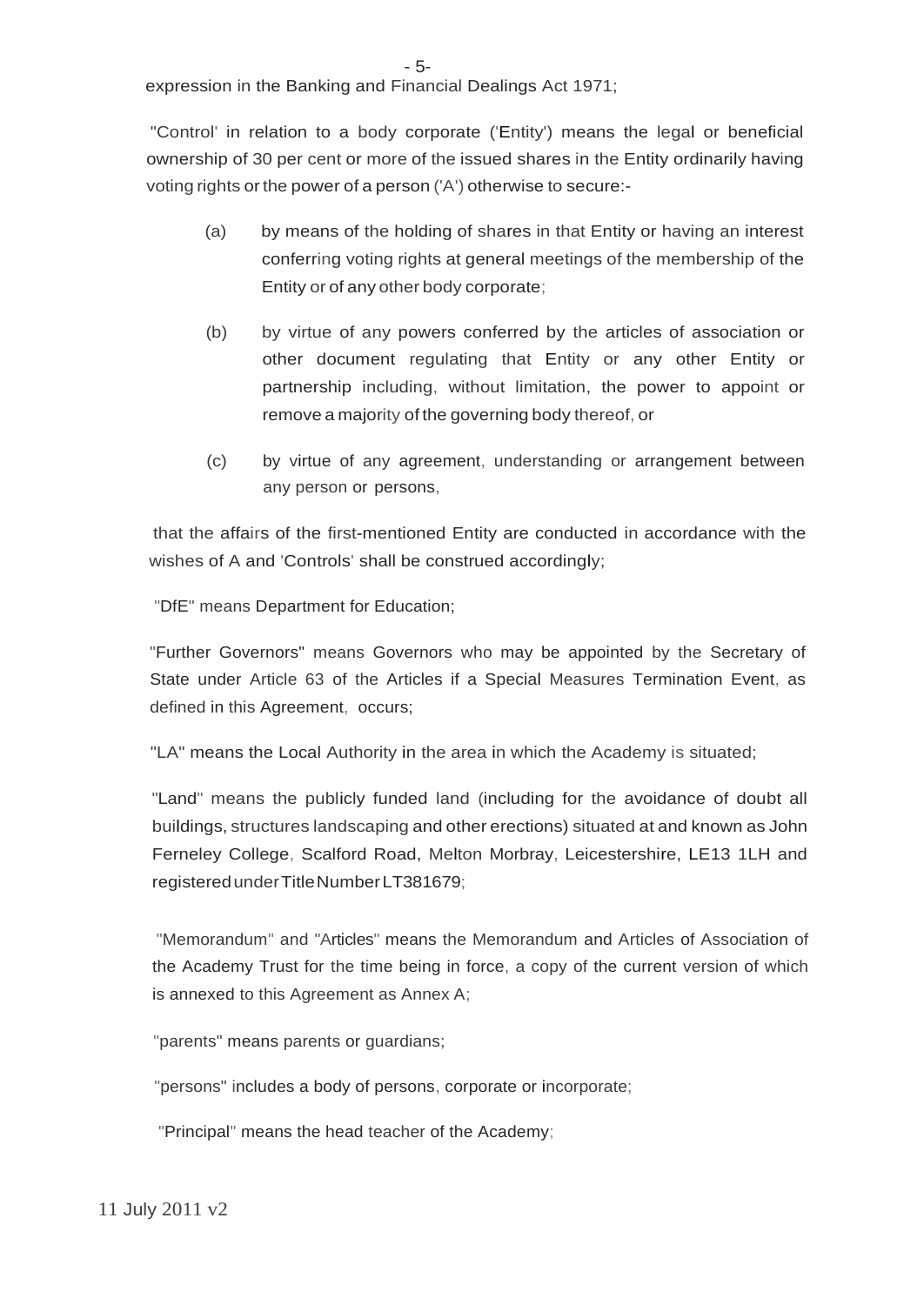expression in the Banking and Financial Dealings Act 1971;

"Control' in relation to a body corporate ('Entity') means the legal or beneficial ownership of 30 per cent or more of the issued shares in the Entity ordinarily having voting rights or the power of a person ('A') otherwise to secure:-

(a) by means of the holding of shares in that Entity or having an interest conferring voting rights at general meetings of the membership of the Entity or of any other body corporate;

(b) by virtue of any powers conferred by the articles of association or other document regulating that Entity or any other Entity or partnership including, without limitation, the power to appoint or remove a majority of the governing body thereof, or

(c) by virtue of any agreement, understanding or arrangement between any person or persons,

that the affairs of the first-mentioned Entity are conducted in accordance with the wishes of A and 'Controls' shall be construed accordingly;

"DfE" means Department for Education;

"Further Governors" means Governors who may be appointed by the Secretary of State under Article 63 of the Articles if a Special Measures Termination Event, as defined in this Agreement, occurs;

"LA" means the Local Authority in the area in which the Academy is situated;

"Land" means the publicly funded land (including for the avoidance of doubt all buildings, structures landscaping and other erections) situated at and known as John Ferneley College, Scalford Road, Melton Morbray, Leicestershire, LE13 1LH and registered under Title Number LT381679;

"Memorandum" and "Articles" means the Memorandum and Articles of Association of the Academy Trust for the time being in force, a copy of the current version of which is annexed to this Agreement as Annex A;

"parents" means parents or guardians;

"persons" includes a body of persons, corporate or incorporate;

"Principal" means the head teacher of the Academy;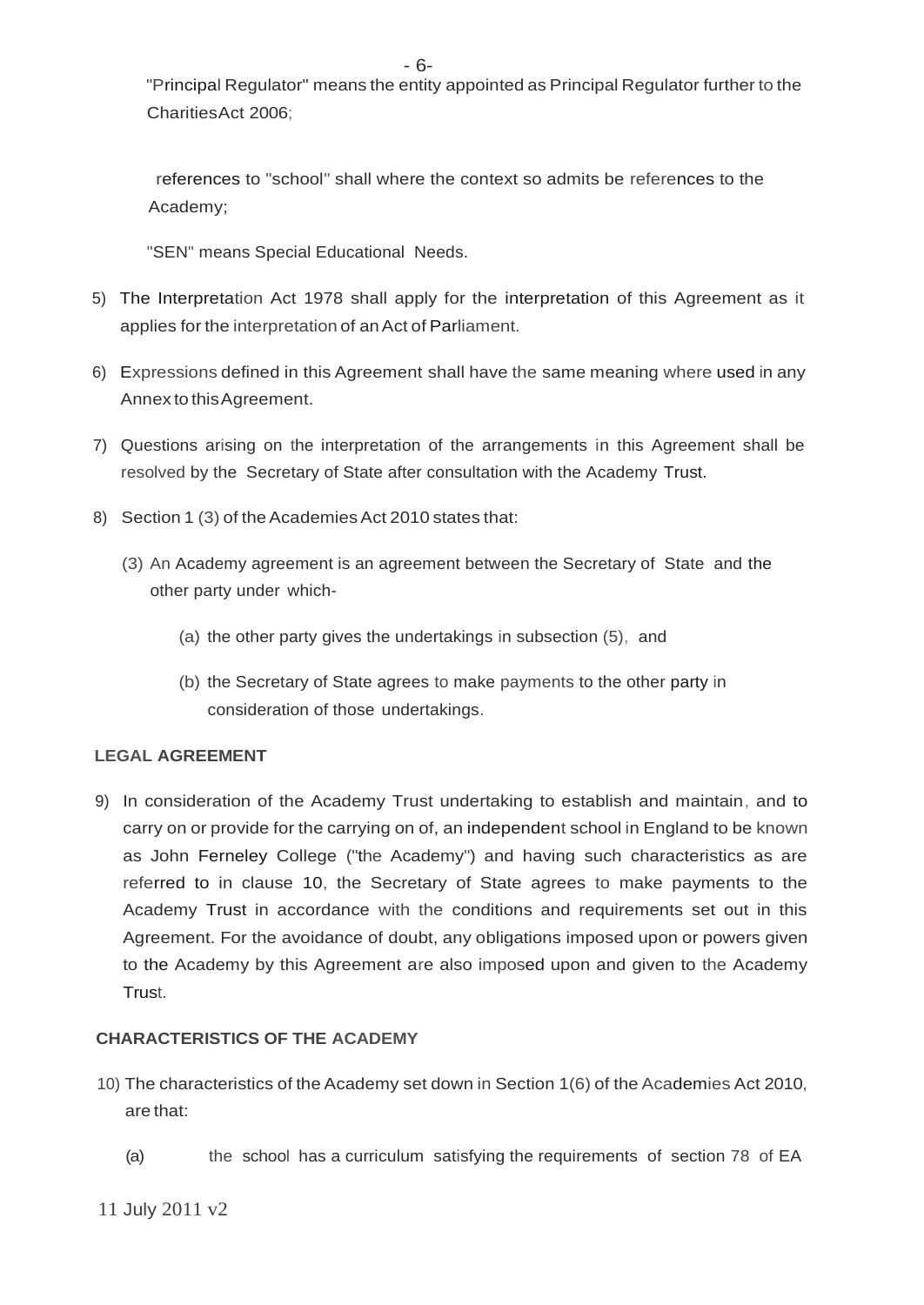"Principal Regulator" means the entity appointed as Principal Regulator further to the Charities Act 2006;

references to "school" shall where the context so admits be references to the Academy;

"SEN" means Special Educational Needs.

5) The Interpretation Act 1978 shall apply for the interpretation of this Agreement as it applies for the interpretation of an Act of Parliament.

6) Expressions defined in this Agreement shall have the same meaning where used in any Annex to this Agreement.

7) Questions arising on the interpretation of the arrangements in this Agreement shall be resolved by the Secretary of State after consultation with the Academy Trust.

8) Section 1 (3) of the Academies Act 2010 states that:

   (3) An Academy agreement is an agreement between the Secretary of State and the other party under which-

      (a) the other party gives the undertakings in subsection (5), and

      (b) the Secretary of State agrees to make payments to the other party in consideration of those undertakings.

**LEGAL AGREEMENT**

9) In consideration of the Academy Trust undertaking to establish and maintain, and to carry on or provide for the carrying on of, an independent school in England to be known as John Ferneley College ("the Academy") and having such characteristics as are referred to in clause 10, the Secretary of State agrees to make payments to the Academy Trust in accordance with the conditions and requirements set out in this Agreement. For the avoidance of doubt, any obligations imposed upon or powers given to the Academy by this Agreement are also imposed upon and given to the Academy Trust.

**CHARACTERISTICS OF THE ACADEMY**

10) The characteristics of the Academy set down in Section 1(6) of the Academies Act 2010, are that:

   (a) the school has a curriculum satisfying the requirements of section 78 of EA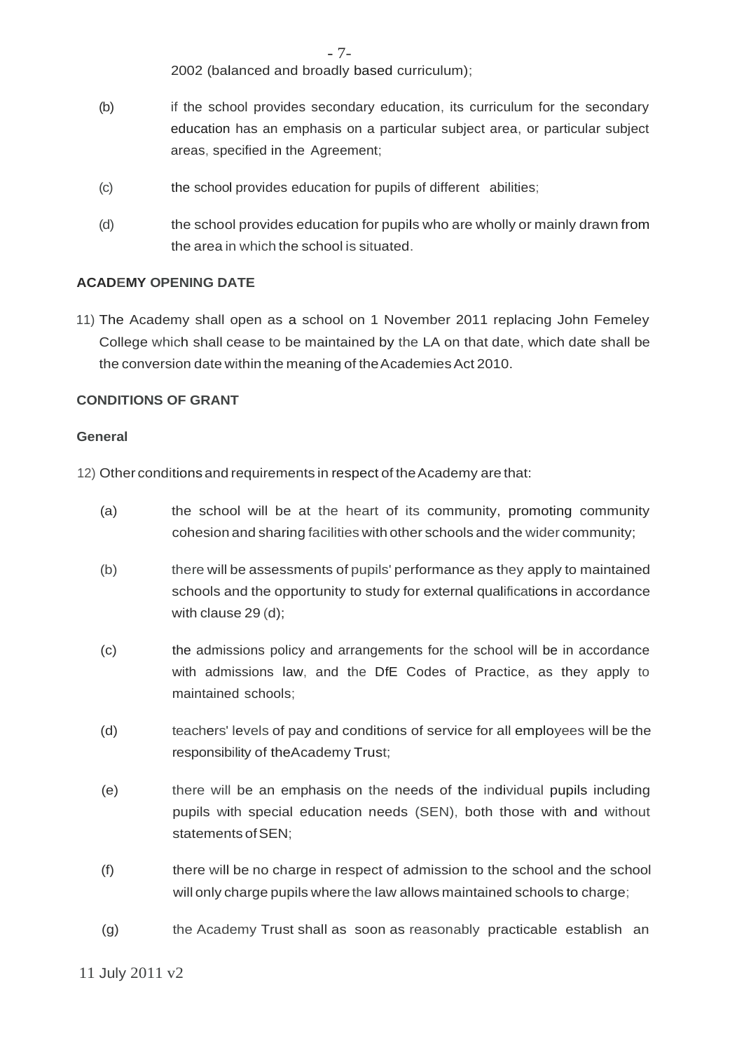2002 (balanced and broadly based curriculum);

(b) if the school provides secondary education, its curriculum for the secondary education has an emphasis on a particular subject area, or particular subject areas, specified in the Agreement;

(c) the school provides education for pupils of different abilities;

(d) the school provides education for pupils who are wholly or mainly drawn from the area in which the school is situated.

**ACADEMY OPENING DATE**

11) The Academy shall open as a school on 1 November 2011 replacing John Femeley College which shall cease to be maintained by the LA on that date, which date shall be the conversion date within the meaning of the Academies Act 2010.

**CONDITIONS OF GRANT**

**General**

12) Other conditions and requirements in respect of the Academy are that:

(a) the school will be at the heart of its community, promoting community cohesion and sharing facilities with other schools and the wider community;

(b) there will be assessments of pupils' performance as they apply to maintained schools and the opportunity to study for external qualifications in accordance with clause 29 (d);

(c) the admissions policy and arrangements for the school will be in accordance with admissions law, and the DfE Codes of Practice, as they apply to maintained schools;

(d) teachers' levels of pay and conditions of service for all employees will be the responsibility of the Academy Trust;

(e) there will be an emphasis on the needs of the individual pupils including pupils with special education needs (SEN), both those with and without statements of SEN;

(f) there will be no charge in respect of admission to the school and the school will only charge pupils where the law allows maintained schools to charge;

(g) the Academy Trust shall as soon as reasonably practicable establish an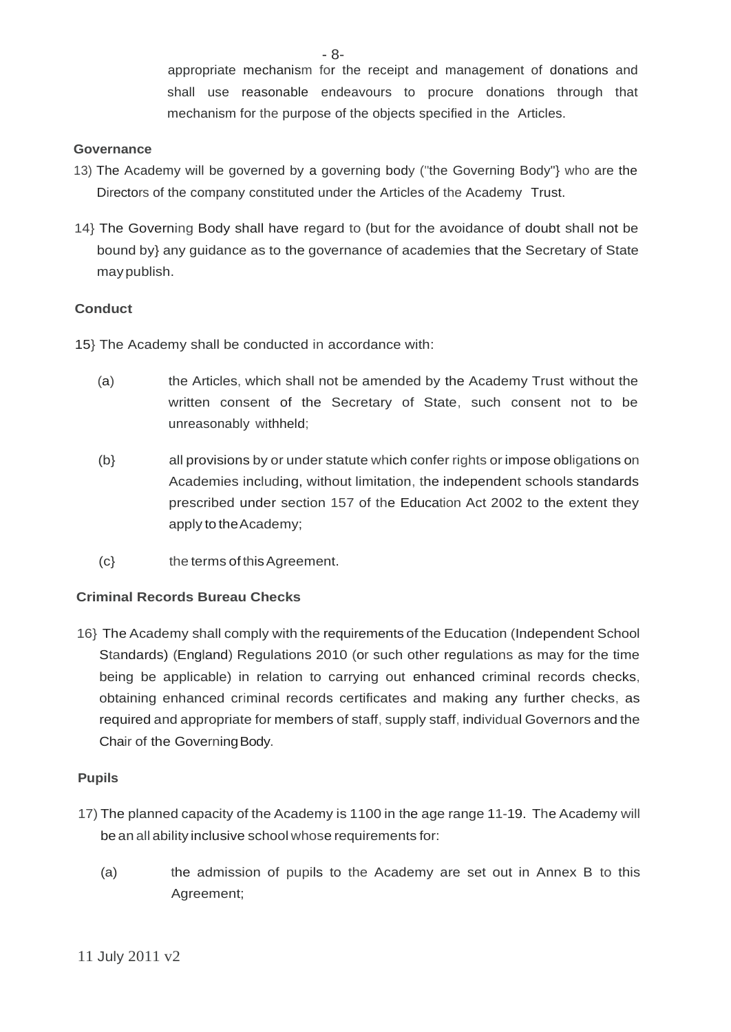appropriate mechanism for the receipt and management of donations and shall use reasonable endeavours to procure donations through that mechanism for the purpose of the objects specified in the Articles.

**Governance**

13) The Academy will be governed by a governing body ("the Governing Body"} who are the Directors of the company constituted under the Articles of the Academy Trust.

14} The Governing Body shall have regard to (but for the avoidance of doubt shall not be bound by} any guidance as to the governance of academies that the Secretary of State may publish.

**Conduct**

15} The Academy shall be conducted in accordance with:

(a) the Articles, which shall not be amended by the Academy Trust without the written consent of the Secretary of State, such consent not to be unreasonably withheld;

(b} all provisions by or under statute which confer rights or impose obligations on Academies including, without limitation, the independent schools standards prescribed under section 157 of the Education Act 2002 to the extent they apply to the Academy;

(c} the terms of this Agreement.

**Criminal Records Bureau Checks**

16} The Academy shall comply with the requirements of the Education (Independent School Standards) (England) Regulations 2010 (or such other regulations as may for the time being be applicable) in relation to carrying out enhanced criminal records checks, obtaining enhanced criminal records certificates and making any further checks, as required and appropriate for members of staff, supply staff, individual Governors and the Chair of the Governing Body.

**Pupils**

17) The planned capacity of the Academy is 1100 in the age range 11-19. The Academy will be an all ability inclusive school whose requirements for:

(a) the admission of pupils to the Academy are set out in Annex B to this Agreement;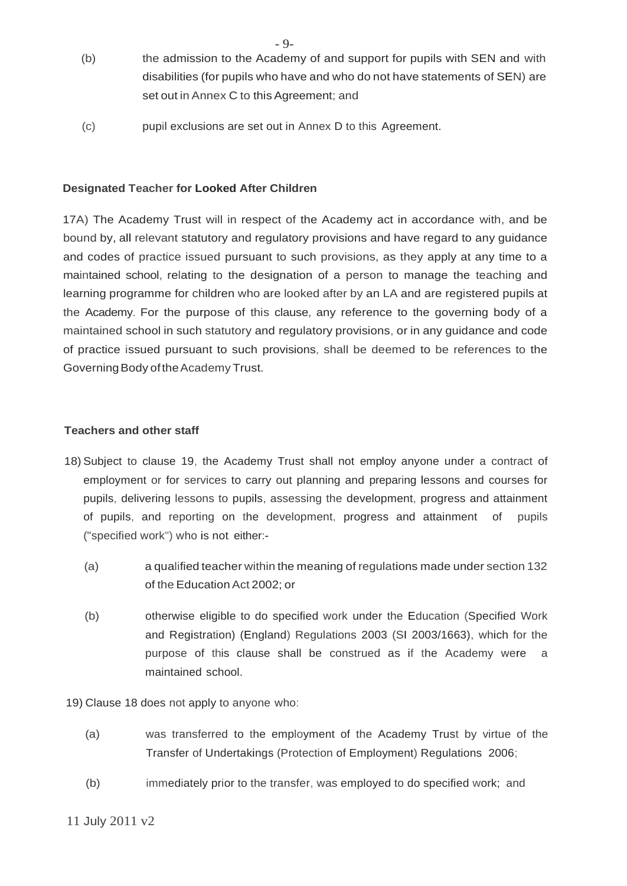(b) the admission to the Academy of and support for pupils with SEN and with disabilities (for pupils who have and who do not have statements of SEN) are set out in Annex C to this Agreement; and

(c) pupil exclusions are set out in Annex D to this Agreement.

**Designated Teacher for Looked After Children**

17A) The Academy Trust will in respect of the Academy act in accordance with, and be bound by, all relevant statutory and regulatory provisions and have regard to any guidance and codes of practice issued pursuant to such provisions, as they apply at any time to a maintained school, relating to the designation of a person to manage the teaching and learning programme for children who are looked after by an LA and are registered pupils at the Academy. For the purpose of this clause, any reference to the governing body of a maintained school in such statutory and regulatory provisions, or in any guidance and code of practice issued pursuant to such provisions, shall be deemed to be references to the Governing Body of the Academy Trust.

**Teachers and other staff**

18) Subject to clause 19, the Academy Trust shall not employ anyone under a contract of employment or for services to carry out planning and preparing lessons and courses for pupils, delivering lessons to pupils, assessing the development, progress and attainment of pupils, and reporting on the development, progress and attainment of pupils ("specified work") who is not either:-

(a) a qualified teacher within the meaning of regulations made under section 132 of the Education Act 2002; or

(b) otherwise eligible to do specified work under the Education (Specified Work and Registration) (England) Regulations 2003 (SI 2003/1663), which for the purpose of this clause shall be construed as if the Academy were a maintained school.

19) Clause 18 does not apply to anyone who:

(a) was transferred to the employment of the Academy Trust by virtue of the Transfer of Undertakings (Protection of Employment) Regulations 2006;

(b) immediately prior to the transfer, was employed to do specified work; and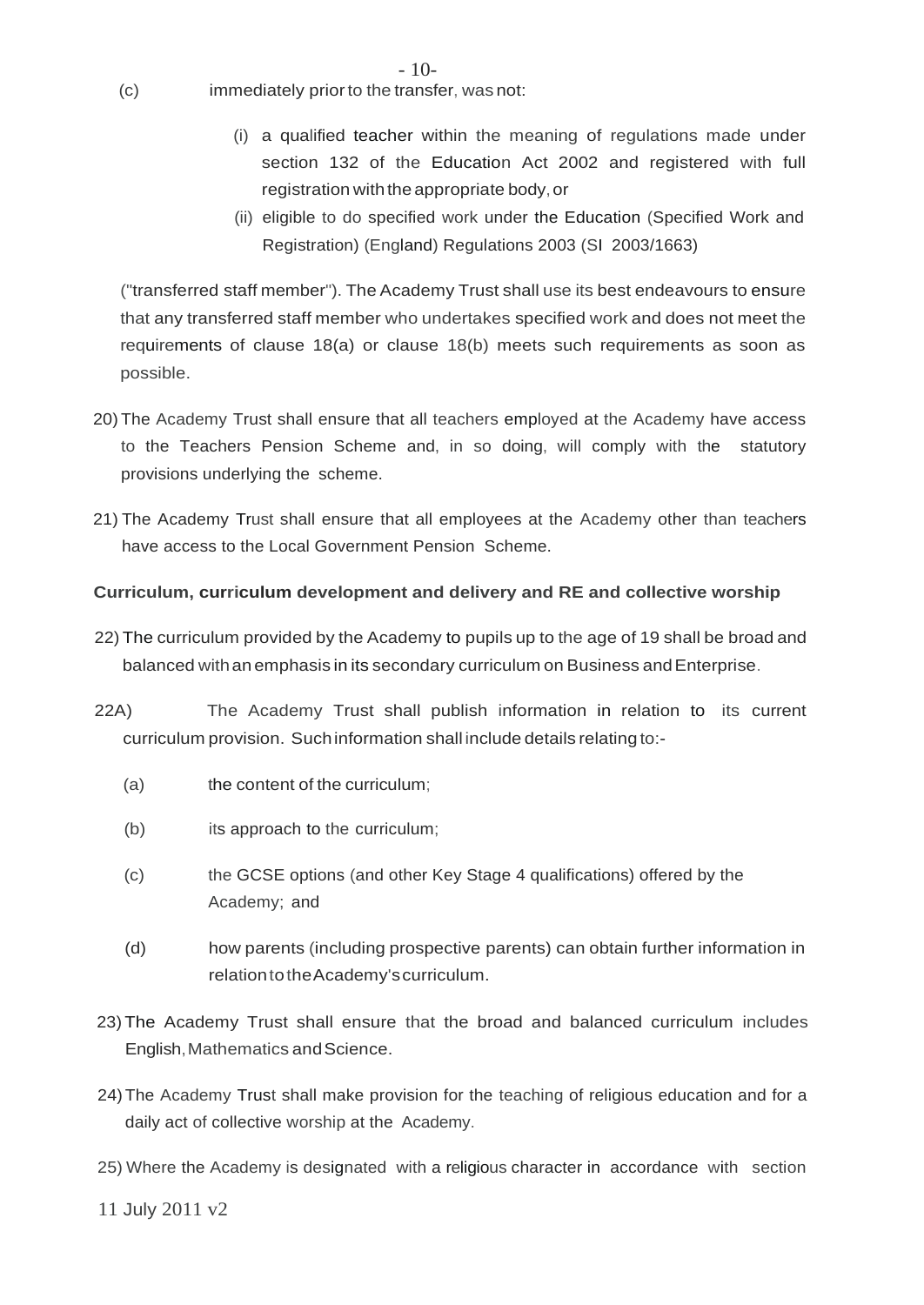(c) immediately prior to the transfer, was not:

(i) a qualified teacher within the meaning of regulations made under section 132 of the Education Act 2002 and registered with full registration with the appropriate body, or

(ii) eligible to do specified work under the Education (Specified Work and Registration) (England) Regulations 2003 (SI 2003/1663)

("transferred staff member"). The Academy Trust shall use its best endeavours to ensure that any transferred staff member who undertakes specified work and does not meet the requirements of clause 18(a) or clause 18(b) meets such requirements as soon as possible.

20) The Academy Trust shall ensure that all teachers employed at the Academy have access to the Teachers Pension Scheme and, in so doing, will comply with the statutory provisions underlying the scheme.

21) The Academy Trust shall ensure that all employees at the Academy other than teachers have access to the Local Government Pension Scheme.

**Curriculum, curriculum development and delivery and RE and collective worship**

22) The curriculum provided by the Academy to pupils up to the age of 19 shall be broad and balanced with an emphasis in its secondary curriculum on Business and Enterprise.

22A) The Academy Trust shall publish information in relation to its current curriculum provision. Such information shall include details relating to:-

(a) the content of the curriculum;

(b) its approach to the curriculum;

(c) the GCSE options (and other Key Stage 4 qualifications) offered by the Academy; and

(d) how parents (including prospective parents) can obtain further information in relation to the Academy's curriculum.

23) The Academy Trust shall ensure that the broad and balanced curriculum includes English, Mathematics and Science.

24) The Academy Trust shall make provision for the teaching of religious education and for a daily act of collective worship at the Academy.

25) Where the Academy is designated with a religious character in accordance with section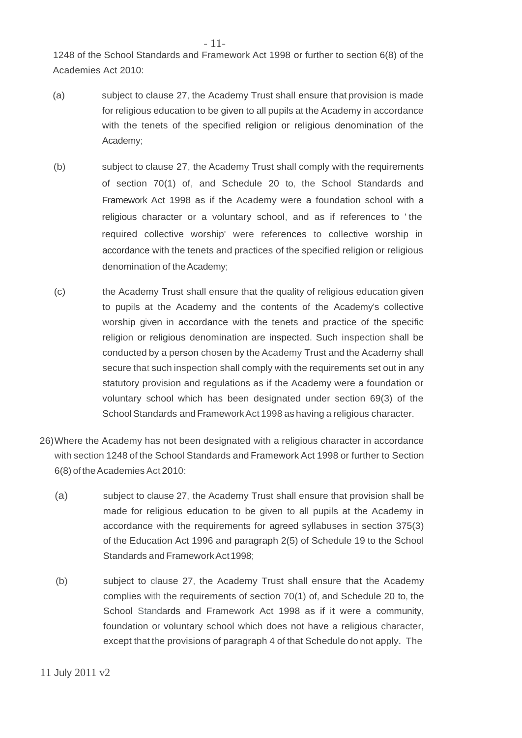1248 of the School Standards and Framework Act 1998 or further to section 6(8) of the Academies Act 2010:

(a) subject to clause 27, the Academy Trust shall ensure that provision is made for religious education to be given to all pupils at the Academy in accordance with the tenets of the specified religion or religious denomination of the Academy;

(b) subject to clause 27, the Academy Trust shall comply with the requirements of section 70(1) of, and Schedule 20 to, the School Standards and Framework Act 1998 as if the Academy were a foundation school with a religious character or a voluntary school, and as if references to 'the required collective worship' were references to collective worship in accordance with the tenets and practices of the specified religion or religious denomination of the Academy;

(c) the Academy Trust shall ensure that the quality of religious education given to pupils at the Academy and the contents of the Academy's collective worship given in accordance with the tenets and practice of the specific religion or religious denomination are inspected. Such inspection shall be conducted by a person chosen by the Academy Trust and the Academy shall secure that such inspection shall comply with the requirements set out in any statutory provision and regulations as if the Academy were a foundation or voluntary school which has been designated under section 69(3) of the School Standards and Framework Act 1998 as having a religious character.

26) Where the Academy has not been designated with a religious character in accordance with section 1248 of the School Standards and Framework Act 1998 or further to Section 6(8) of the Academies Act 2010:

(a) subject to clause 27, the Academy Trust shall ensure that provision shall be made for religious education to be given to all pupils at the Academy in accordance with the requirements for agreed syllabuses in section 375(3) of the Education Act 1996 and paragraph 2(5) of Schedule 19 to the School Standards and Framework Act 1998;

(b) subject to clause 27, the Academy Trust shall ensure that the Academy complies with the requirements of section 70(1) of, and Schedule 20 to, the School Standards and Framework Act 1998 as if it were a community, foundation or voluntary school which does not have a religious character, except that the provisions of paragraph 4 of that Schedule do not apply. The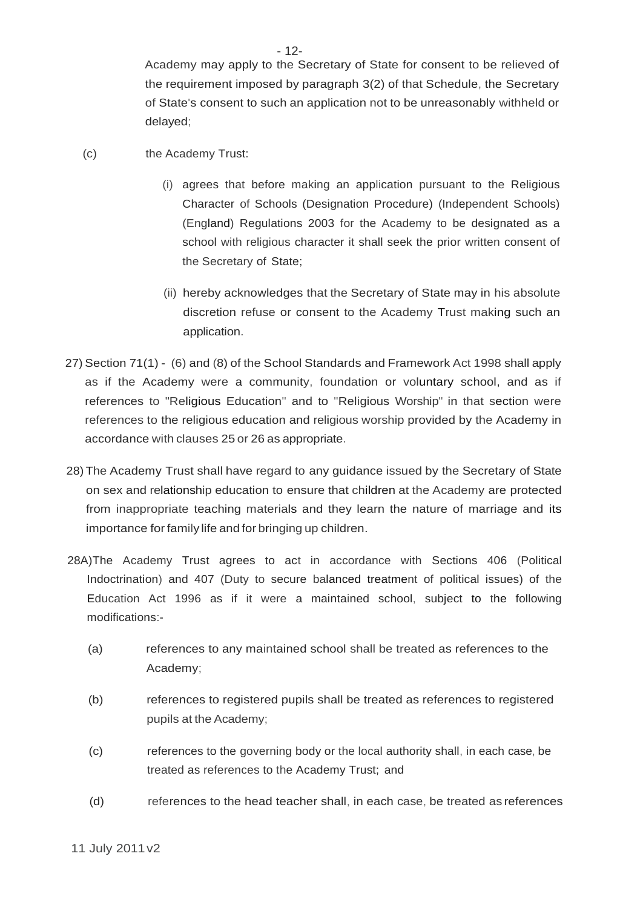Academy may apply to the Secretary of State for consent to be relieved of the requirement imposed by paragraph 3(2) of that Schedule, the Secretary of State's consent to such an application not to be unreasonably withheld or delayed;

(c) the Academy Trust:

(i) agrees that before making an application pursuant to the Religious Character of Schools (Designation Procedure) (Independent Schools) (England) Regulations 2003 for the Academy to be designated as a school with religious character it shall seek the prior written consent of the Secretary of State;

(ii) hereby acknowledges that the Secretary of State may in his absolute discretion refuse or consent to the Academy Trust making such an application.

27) Section 71(1) - (6) and (8) of the School Standards and Framework Act 1998 shall apply as if the Academy were a community, foundation or voluntary school, and as if references to "Religious Education" and to "Religious Worship" in that section were references to the religious education and religious worship provided by the Academy in accordance with clauses 25 or 26 as appropriate.

28) The Academy Trust shall have regard to any guidance issued by the Secretary of State on sex and relationship education to ensure that children at the Academy are protected from inappropriate teaching materials and they learn the nature of marriage and its importance for family life and for bringing up children.

28A) The Academy Trust agrees to act in accordance with Sections 406 (Political Indoctrination) and 407 (Duty to secure balanced treatment of political issues) of the Education Act 1996 as if it were a maintained school, subject to the following modifications:-

(a) references to any maintained school shall be treated as references to the Academy;

(b) references to registered pupils shall be treated as references to registered pupils at the Academy;

(c) references to the governing body or the local authority shall, in each case, be treated as references to the Academy Trust; and

(d) references to the head teacher shall, in each case, be treated as references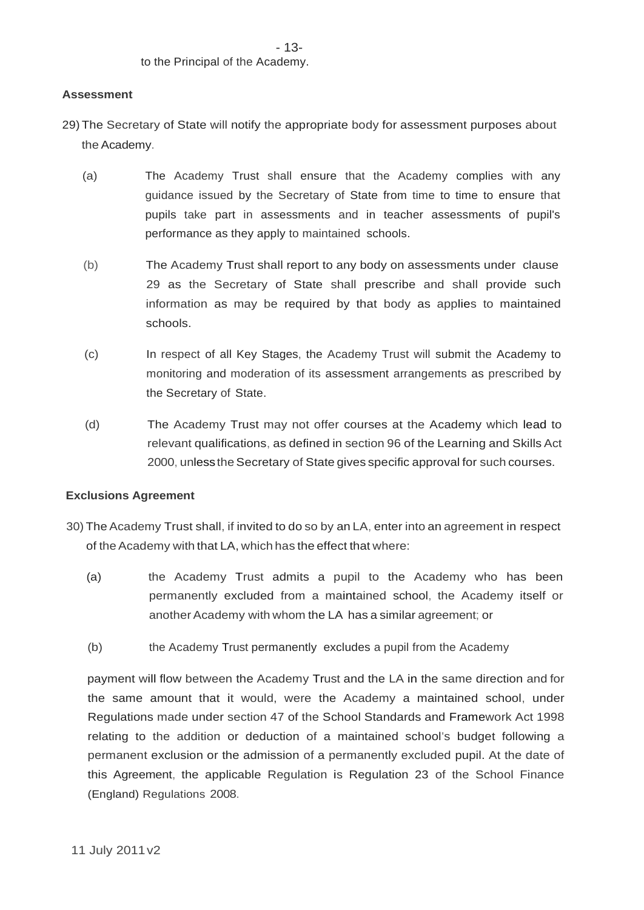to the Principal of the Academy.

**Assessment**

29) The Secretary of State will notify the appropriate body for assessment purposes about the Academy.

(a) The Academy Trust shall ensure that the Academy complies with any guidance issued by the Secretary of State from time to time to ensure that pupils take part in assessments and in teacher assessments of pupil's performance as they apply to maintained schools.

(b) The Academy Trust shall report to any body on assessments under clause 29 as the Secretary of State shall prescribe and shall provide such information as may be required by that body as applies to maintained schools.

(c) In respect of all Key Stages, the Academy Trust will submit the Academy to monitoring and moderation of its assessment arrangements as prescribed by the Secretary of State.

(d) The Academy Trust may not offer courses at the Academy which lead to relevant qualifications, as defined in section 96 of the Learning and Skills Act 2000, unless the Secretary of State gives specific approval for such courses.

**Exclusions Agreement**

30) The Academy Trust shall, if invited to do so by an LA, enter into an agreement in respect of the Academy with that LA, which has the effect that where:

(a) the Academy Trust admits a pupil to the Academy who has been permanently excluded from a maintained school, the Academy itself or another Academy with whom the LA has a similar agreement; or

(b) the Academy Trust permanently excludes a pupil from the Academy

payment will flow between the Academy Trust and the LA in the same direction and for the same amount that it would, were the Academy a maintained school, under Regulations made under section 47 of the School Standards and Framework Act 1998 relating to the addition or deduction of a maintained school's budget following a permanent exclusion or the admission of a permanently excluded pupil. At the date of this Agreement, the applicable Regulation is Regulation 23 of the School Finance (England) Regulations 2008.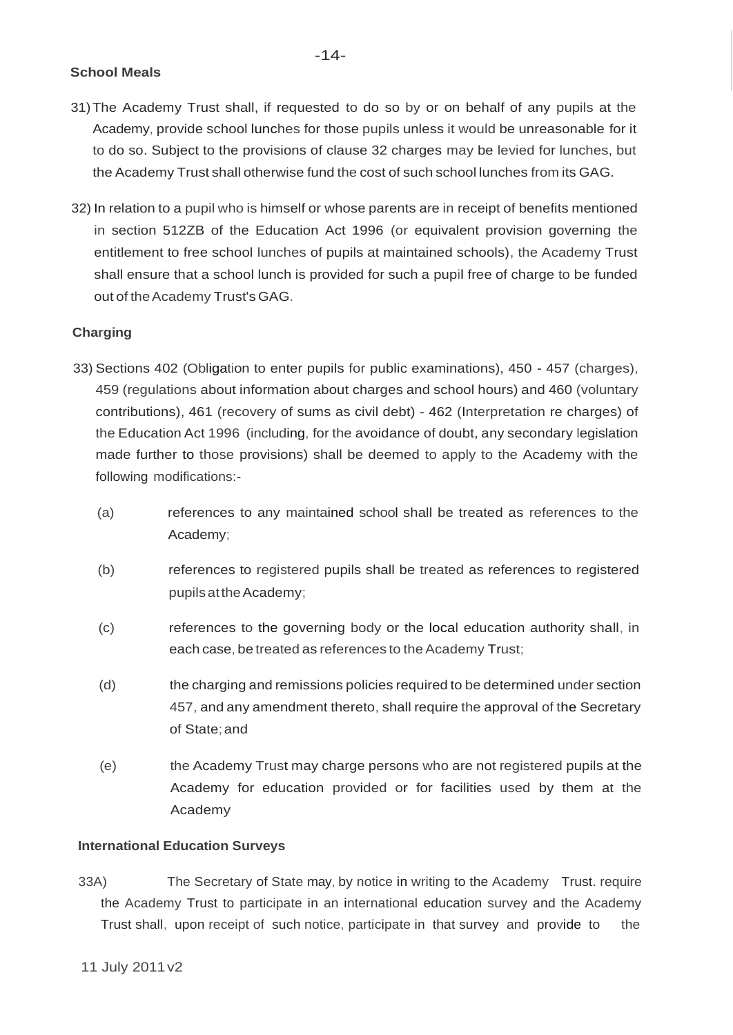**School Meals**

31) The Academy Trust shall, if requested to do so by or on behalf of any pupils at the Academy, provide school lunches for those pupils unless it would be unreasonable for it to do so. Subject to the provisions of clause 32 charges may be levied for lunches, but the Academy Trust shall otherwise fund the cost of such school lunches from its GAG.

32) In relation to a pupil who is himself or whose parents are in receipt of benefits mentioned in section 512ZB of the Education Act 1996 (or equivalent provision governing the entitlement to free school lunches of pupils at maintained schools), the Academy Trust shall ensure that a school lunch is provided for such a pupil free of charge to be funded out of the Academy Trust's GAG.

**Charging**

33) Sections 402 (Obligation to enter pupils for public examinations), 450 - 457 (charges), 459 (regulations about information about charges and school hours) and 460 (voluntary contributions), 461 (recovery of sums as civil debt) - 462 (Interpretation re charges) of the Education Act 1996 (including, for the avoidance of doubt, any secondary legislation made further to those provisions) shall be deemed to apply to the Academy with the following modifications:-

(a) references to any maintained school shall be treated as references to the Academy;

(b) references to registered pupils shall be treated as references to registered pupils at the Academy;

(c) references to the governing body or the local education authority shall, in each case, be treated as references to the Academy Trust;

(d) the charging and remissions policies required to be determined under section 457, and any amendment thereto, shall require the approval of the Secretary of State; and

(e) the Academy Trust may charge persons who are not registered pupils at the Academy for education provided or for facilities used by them at the Academy

**International Education Surveys**

33A) The Secretary of State may, by notice in writing to the Academy Trust. require the Academy Trust to participate in an international education survey and the Academy Trust shall, upon receipt of such notice, participate in that survey and provide to the

11 July 2011 v2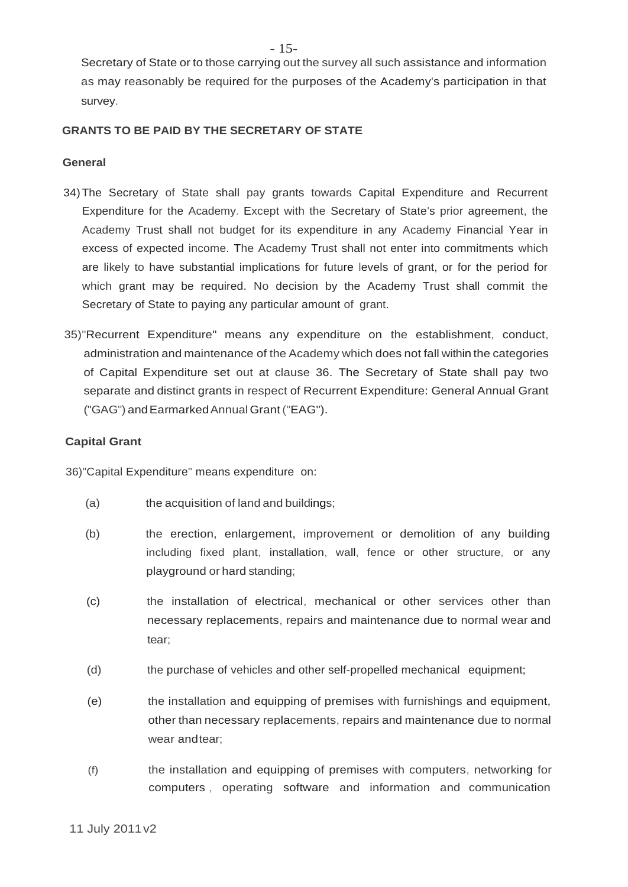Secretary of State or to those carrying out the survey all such assistance and information as may reasonably be required for the purposes of the Academy's participation in that survey.

**GRANTS TO BE PAID BY THE SECRETARY OF STATE**

**General**

34) The Secretary of State shall pay grants towards Capital Expenditure and Recurrent Expenditure for the Academy. Except with the Secretary of State's prior agreement, the Academy Trust shall not budget for its expenditure in any Academy Financial Year in excess of expected income. The Academy Trust shall not enter into commitments which are likely to have substantial implications for future levels of grant, or for the period for which grant may be required. No decision by the Academy Trust shall commit the Secretary of State to paying any particular amount of grant.

35) "Recurrent Expenditure" means any expenditure on the establishment, conduct, administration and maintenance of the Academy which does not fall within the categories of Capital Expenditure set out at clause 36. The Secretary of State shall pay two separate and distinct grants in respect of Recurrent Expenditure: General Annual Grant ("GAG") and Earmarked Annual Grant ("EAG").

**Capital Grant**

36) "Capital Expenditure" means expenditure on:

(a) the acquisition of land and buildings;

(b) the erection, enlargement, improvement or demolition of any building including fixed plant, installation, wall, fence or other structure, or any playground or hard standing;

(c) the installation of electrical, mechanical or other services other than necessary replacements, repairs and maintenance due to normal wear and tear;

(d) the purchase of vehicles and other self-propelled mechanical equipment;

(e) the installation and equipping of premises with furnishings and equipment, other than necessary replacements, repairs and maintenance due to normal wear and tear;

(f) the installation and equipping of premises with computers, networking for computers, operating software and information and communication

11 July 2011 v2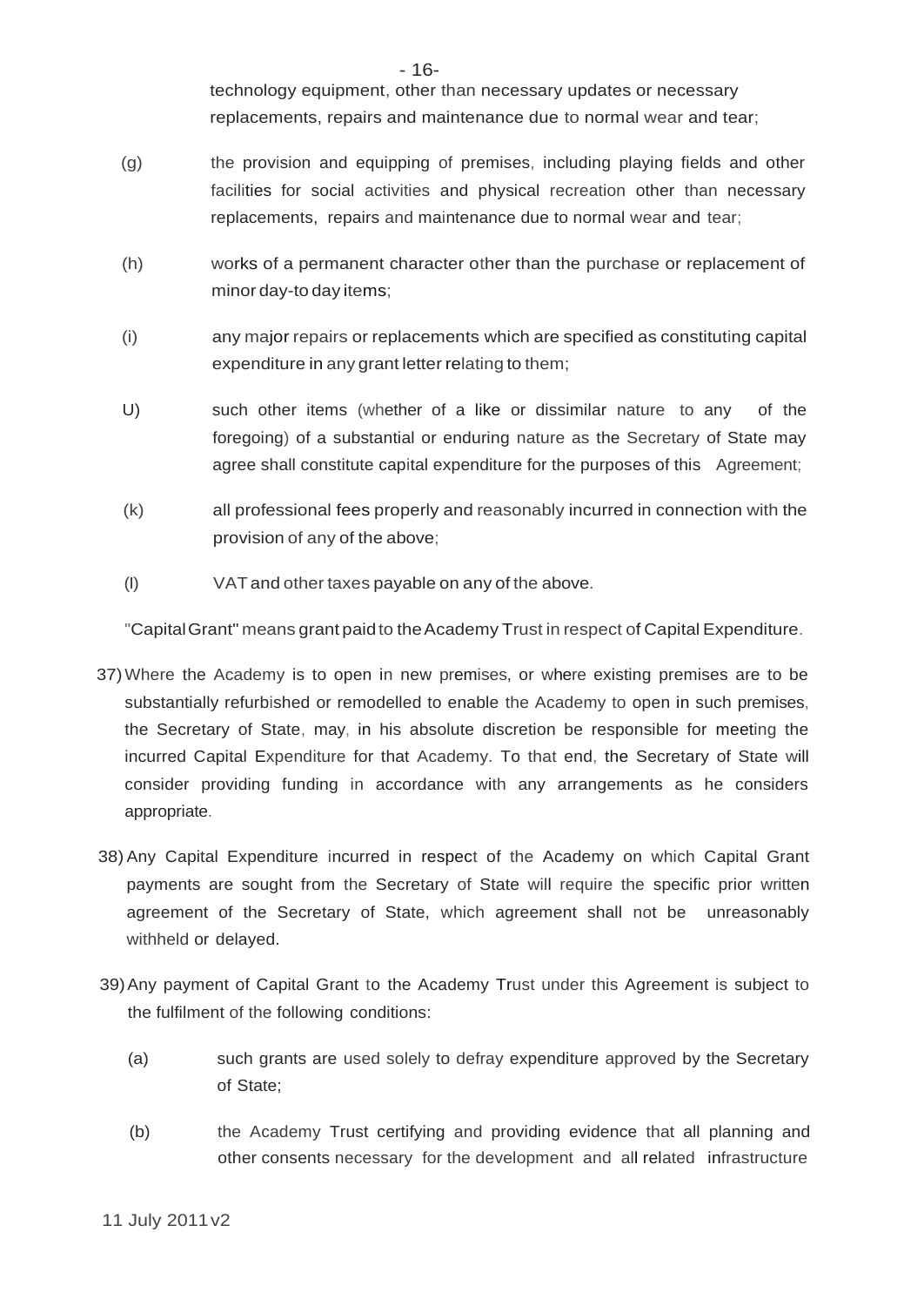technology equipment, other than necessary updates or necessary replacements, repairs and maintenance due to normal wear and tear;

(g) the provision and equipping of premises, including playing fields and other facilities for social activities and physical recreation other than necessary replacements, repairs and maintenance due to normal wear and tear;

(h) works of a permanent character other than the purchase or replacement of minor day-to day items;

(i) any major repairs or replacements which are specified as constituting capital expenditure in any grant letter relating to them;

U) such other items (whether of a like or dissimilar nature to any of the foregoing) of a substantial or enduring nature as the Secretary of State may agree shall constitute capital expenditure for the purposes of this Agreement;

(k) all professional fees properly and reasonably incurred in connection with the provision of any of the above;

(l) VAT and other taxes payable on any of the above.

"Capital Grant" means grant paid to the Academy Trust in respect of Capital Expenditure.

37) Where the Academy is to open in new premises, or where existing premises are to be substantially refurbished or remodelled to enable the Academy to open in such premises, the Secretary of State, may, in his absolute discretion be responsible for meeting the incurred Capital Expenditure for that Academy. To that end, the Secretary of State will consider providing funding in accordance with any arrangements as he considers appropriate.

38) Any Capital Expenditure incurred in respect of the Academy on which Capital Grant payments are sought from the Secretary of State will require the specific prior written agreement of the Secretary of State, which agreement shall not be unreasonably withheld or delayed.

39) Any payment of Capital Grant to the Academy Trust under this Agreement is subject to the fulfilment of the following conditions:

(a) such grants are used solely to defray expenditure approved by the Secretary of State;

(b) the Academy Trust certifying and providing evidence that all planning and other consents necessary for the development and all related infrastructure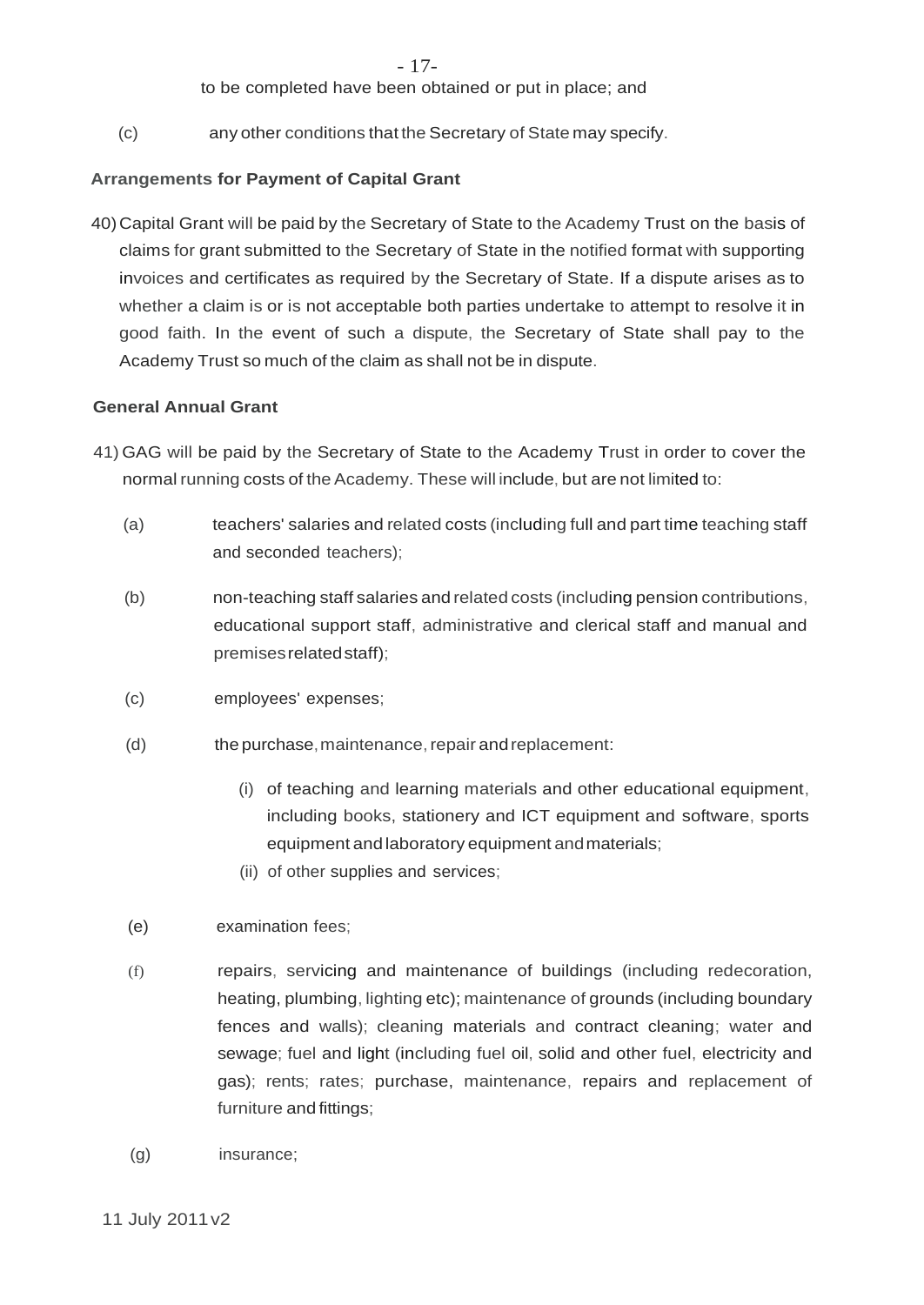to be completed have been obtained or put in place; and

(c) any other conditions that the Secretary of State may specify.

**Arrangements for Payment of Capital Grant**

40) Capital Grant will be paid by the Secretary of State to the Academy Trust on the basis of claims for grant submitted to the Secretary of State in the notified format with supporting invoices and certificates as required by the Secretary of State. If a dispute arises as to whether a claim is or is not acceptable both parties undertake to attempt to resolve it in good faith. In the event of such a dispute, the Secretary of State shall pay to the Academy Trust so much of the claim as shall not be in dispute.

**General Annual Grant**

41) GAG will be paid by the Secretary of State to the Academy Trust in order to cover the normal running costs of the Academy. These will include, but are not limited to:

(a) teachers' salaries and related costs (including full and part time teaching staff and seconded teachers);

(b) non-teaching staff salaries and related costs (including pension contributions, educational support staff, administrative and clerical staff and manual and premises related staff);

(c) employees' expenses;

(d) the purchase, maintenance, repair and replacement:

(i) of teaching and learning materials and other educational equipment, including books, stationery and ICT equipment and software, sports equipment and laboratory equipment and materials;

(ii) of other supplies and services;

(e) examination fees;

(f) repairs, servicing and maintenance of buildings (including redecoration, heating, plumbing, lighting etc); maintenance of grounds (including boundary fences and walls); cleaning materials and contract cleaning; water and sewage; fuel and light (including fuel oil, solid and other fuel, electricity and gas); rents; rates; purchase, maintenance, repairs and replacement of furniture and fittings;

(g) insurance;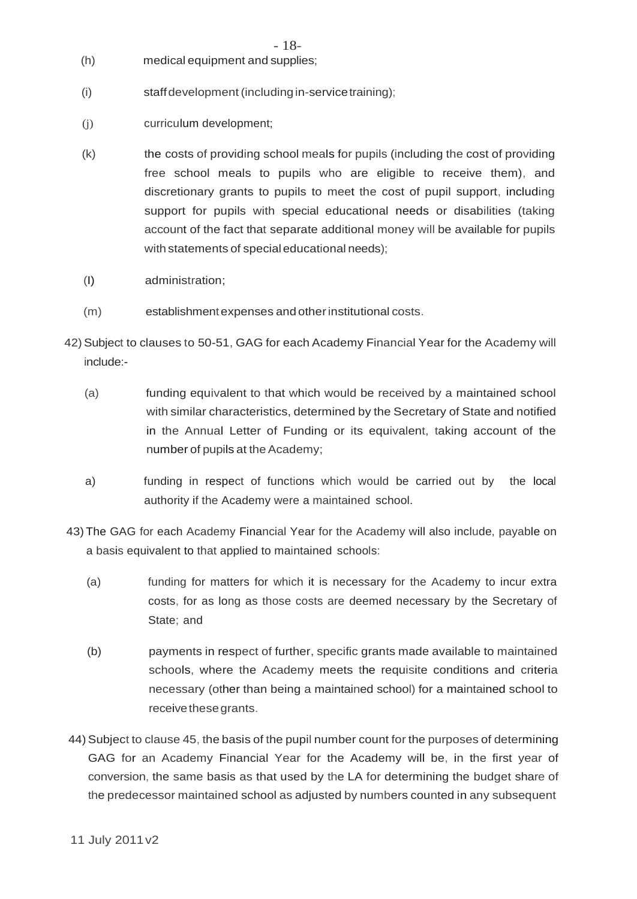(h) medical equipment and supplies;

(i) staff development (including in-service training);

(j) curriculum development;

(k) the costs of providing school meals for pupils (including the cost of providing free school meals to pupils who are eligible to receive them), and discretionary grants to pupils to meet the cost of pupil support, including support for pupils with special educational needs or disabilities (taking account of the fact that separate additional money will be available for pupils with statements of special educational needs);

(l) administration;

(m) establishment expenses and other institutional costs.

42) Subject to clauses to 50-51, GAG for each Academy Financial Year for the Academy will include:-

(a) funding equivalent to that which would be received by a maintained school with similar characteristics, determined by the Secretary of State and notified in the Annual Letter of Funding or its equivalent, taking account of the number of pupils at the Academy;

a) funding in respect of functions which would be carried out by the local authority if the Academy were a maintained school.

43) The GAG for each Academy Financial Year for the Academy will also include, payable on a basis equivalent to that applied to maintained schools:

(a) funding for matters for which it is necessary for the Academy to incur extra costs, for as long as those costs are deemed necessary by the Secretary of State; and

(b) payments in respect of further, specific grants made available to maintained schools, where the Academy meets the requisite conditions and criteria necessary (other than being a maintained school) for a maintained school to receive these grants.

44) Subject to clause 45, the basis of the pupil number count for the purposes of determining GAG for an Academy Financial Year for the Academy will be, in the first year of conversion, the same basis as that used by the LA for determining the budget share of the predecessor maintained school as adjusted by numbers counted in any subsequent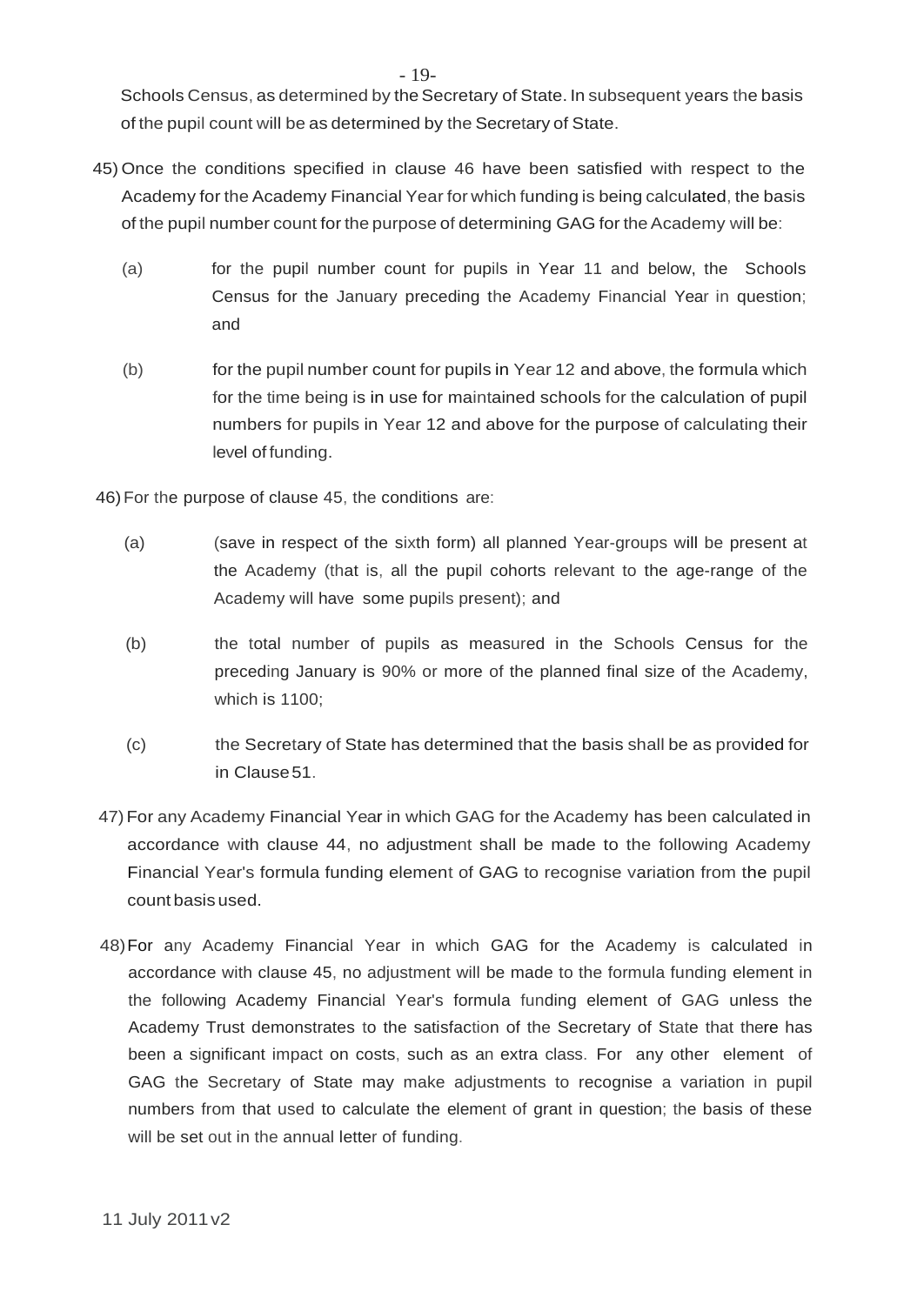Schools Census, as determined by the Secretary of State. In subsequent years the basis of the pupil count will be as determined by the Secretary of State.

45) Once the conditions specified in clause 46 have been satisfied with respect to the Academy for the Academy Financial Year for which funding is being calculated, the basis of the pupil number count for the purpose of determining GAG for the Academy will be:

(a) for the pupil number count for pupils in Year 11 and below, the Schools Census for the January preceding the Academy Financial Year in question; and

(b) for the pupil number count for pupils in Year 12 and above, the formula which for the time being is in use for maintained schools for the calculation of pupil numbers for pupils in Year 12 and above for the purpose of calculating their level of funding.

46) For the purpose of clause 45, the conditions are:

(a) (save in respect of the sixth form) all planned Year-groups will be present at the Academy (that is, all the pupil cohorts relevant to the age-range of the Academy will have some pupils present); and

(b) the total number of pupils as measured in the Schools Census for the preceding January is 90% or more of the planned final size of the Academy, which is 1100;

(c) the Secretary of State has determined that the basis shall be as provided for in Clause 51.

47) For any Academy Financial Year in which GAG for the Academy has been calculated in accordance with clause 44, no adjustment shall be made to the following Academy Financial Year's formula funding element of GAG to recognise variation from the pupil count basis used.

48) For any Academy Financial Year in which GAG for the Academy is calculated in accordance with clause 45, no adjustment will be made to the formula funding element in the following Academy Financial Year's formula funding element of GAG unless the Academy Trust demonstrates to the satisfaction of the Secretary of State that there has been a significant impact on costs, such as an extra class. For any other element of GAG the Secretary of State may make adjustments to recognise a variation in pupil numbers from that used to calculate the element of grant in question; the basis of these will be set out in the annual letter of funding.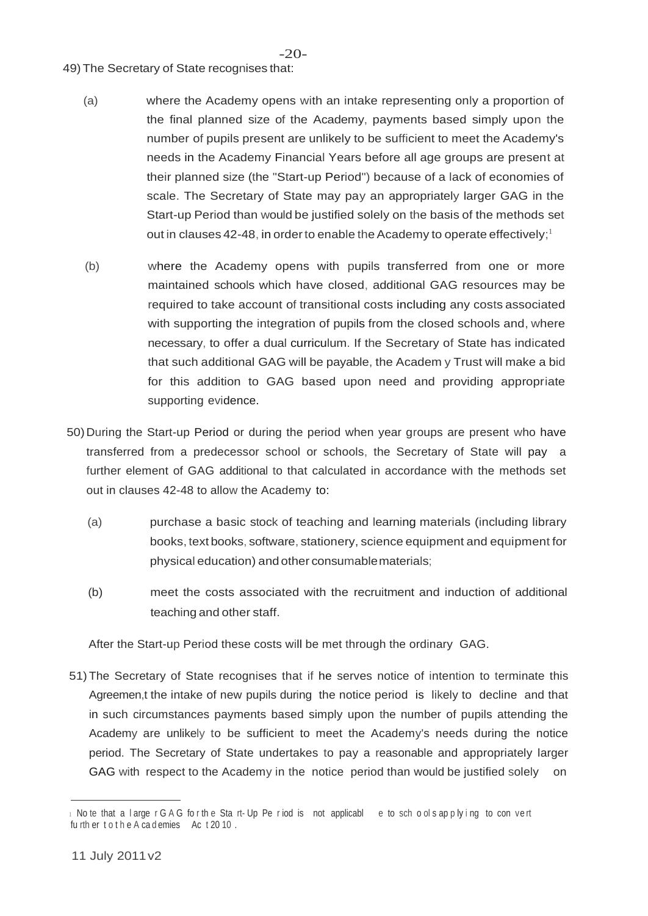49) The Secretary of State recognises that:

(a) where the Academy opens with an intake representing only a proportion of the final planned size of the Academy, payments based simply upon the number of pupils present are unlikely to be sufficient to meet the Academy's needs in the Academy Financial Years before all age groups are present at their planned size (the "Start-up Period") because of a lack of economies of scale. The Secretary of State may pay an appropriately larger GAG in the Start-up Period than would be justified solely on the basis of the methods set out in clauses 42-48, in order to enable the Academy to operate effectively;[1]

(b) where the Academy opens with pupils transferred from one or more maintained schools which have closed, additional GAG resources may be required to take account of transitional costs including any costs associated with supporting the integration of pupils from the closed schools and, where necessary, to offer a dual curriculum. If the Secretary of State has indicated that such additional GAG will be payable, the Academy Trust will make a bid for this addition to GAG based upon need and providing appropriate supporting evidence.

50) During the Start-up Period or during the period when year groups are present who have transferred from a predecessor school or schools, the Secretary of State will pay a further element of GAG additional to that calculated in accordance with the methods set out in clauses 42-48 to allow the Academy to:

(a) purchase a basic stock of teaching and learning materials (including library books, text books, software, stationery, science equipment and equipment for physical education) and other consumable materials;

(b) meet the costs associated with the recruitment and induction of additional teaching and other staff.

After the Start-up Period these costs will be met through the ordinary GAG.

51) The Secretary of State recognises that if he serves notice of intention to terminate this Agreement, the intake of new pupils during the notice period is likely to decline and that in such circumstances payments based simply upon the number of pupils attending the Academy are unlikely to be sufficient to meet the Academy's needs during the notice period. The Secretary of State undertakes to pay a reasonable and appropriately larger GAG with respect to the Academy in the notice period than would be justified solely on

---

[1] Note that a larger GAG for the Start-Up Period is not applicable to schools applying to convert further to the Academies Act 2010.

11 July 2011 v2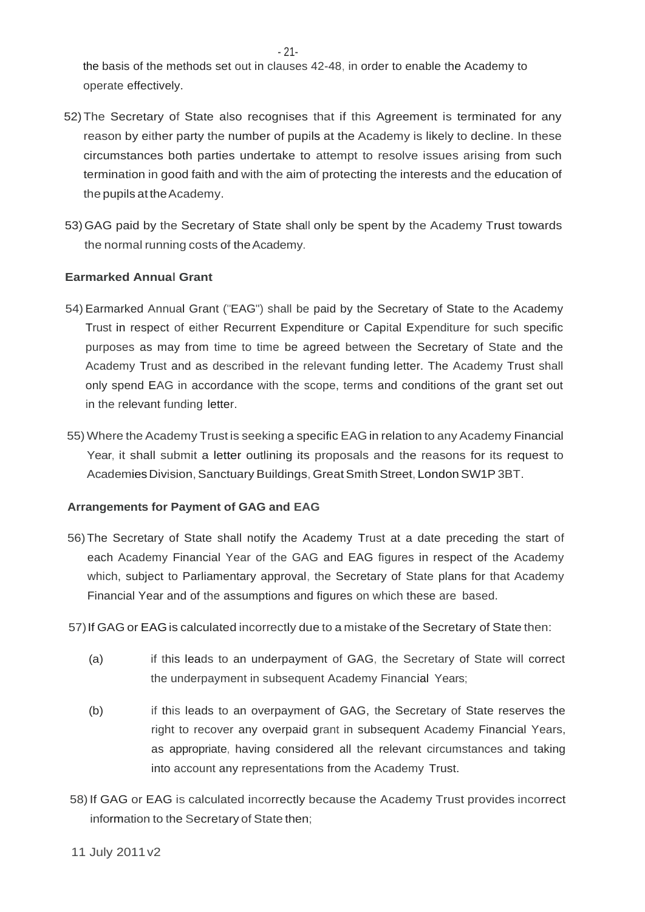the basis of the methods set out in clauses 42-48, in order to enable the Academy to operate effectively.

52) The Secretary of State also recognises that if this Agreement is terminated for any reason by either party the number of pupils at the Academy is likely to decline. In these circumstances both parties undertake to attempt to resolve issues arising from such termination in good faith and with the aim of protecting the interests and the education of the pupils at the Academy.

53) GAG paid by the Secretary of State shall only be spent by the Academy Trust towards the normal running costs of the Academy.

**Earmarked Annual Grant**

54) Earmarked Annual Grant ("EAG") shall be paid by the Secretary of State to the Academy Trust in respect of either Recurrent Expenditure or Capital Expenditure for such specific purposes as may from time to time be agreed between the Secretary of State and the Academy Trust and as described in the relevant funding letter. The Academy Trust shall only spend EAG in accordance with the scope, terms and conditions of the grant set out in the relevant funding letter.

55) Where the Academy Trust is seeking a specific EAG in relation to any Academy Financial Year, it shall submit a letter outlining its proposals and the reasons for its request to Academies Division, Sanctuary Buildings, Great Smith Street, London SW1P 3BT.

**Arrangements for Payment of GAG and EAG**

56) The Secretary of State shall notify the Academy Trust at a date preceding the start of each Academy Financial Year of the GAG and EAG figures in respect of the Academy which, subject to Parliamentary approval, the Secretary of State plans for that Academy Financial Year and of the assumptions and figures on which these are based.

57) If GAG or EAG is calculated incorrectly due to a mistake of the Secretary of State then:

(a) if this leads to an underpayment of GAG, the Secretary of State will correct the underpayment in subsequent Academy Financial Years;

(b) if this leads to an overpayment of GAG, the Secretary of State reserves the right to recover any overpaid grant in subsequent Academy Financial Years, as appropriate, having considered all the relevant circumstances and taking into account any representations from the Academy Trust.

58) If GAG or EAG is calculated incorrectly because the Academy Trust provides incorrect information to the Secretary of State then;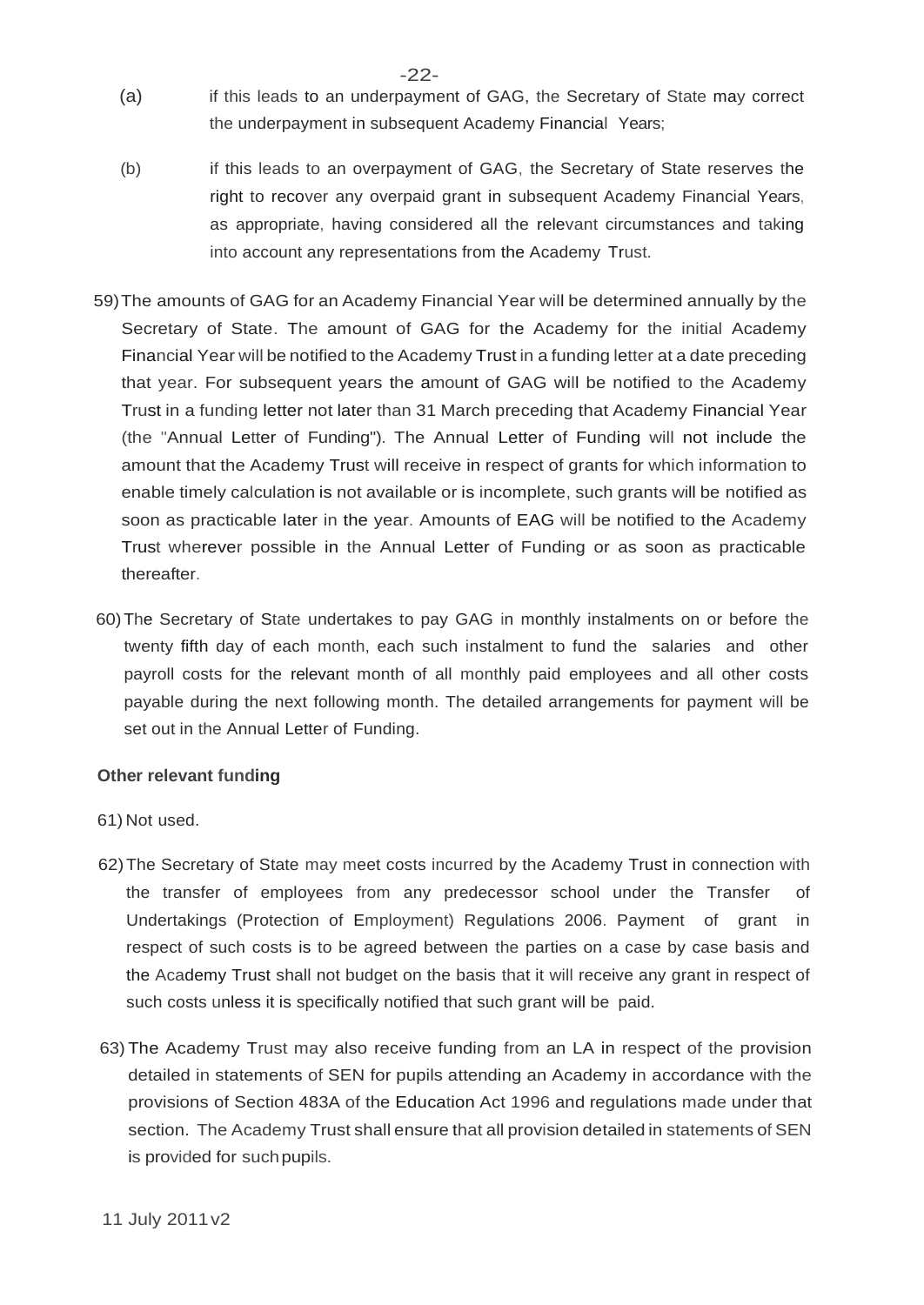(a) if this leads to an underpayment of GAG, the Secretary of State may correct the underpayment in subsequent Academy Financial Years;

(b) if this leads to an overpayment of GAG, the Secretary of State reserves the right to recover any overpaid grant in subsequent Academy Financial Years, as appropriate, having considered all the relevant circumstances and taking into account any representations from the Academy Trust.

59) The amounts of GAG for an Academy Financial Year will be determined annually by the Secretary of State. The amount of GAG for the Academy for the initial Academy Financial Year will be notified to the Academy Trust in a funding letter at a date preceding that year. For subsequent years the amount of GAG will be notified to the Academy Trust in a funding letter not later than 31 March preceding that Academy Financial Year (the "Annual Letter of Funding"). The Annual Letter of Funding will not include the amount that the Academy Trust will receive in respect of grants for which information to enable timely calculation is not available or is incomplete, such grants will be notified as soon as practicable later in the year. Amounts of EAG will be notified to the Academy Trust wherever possible in the Annual Letter of Funding or as soon as practicable thereafter.

60) The Secretary of State undertakes to pay GAG in monthly instalments on or before the twenty fifth day of each month, each such instalment to fund the salaries and other payroll costs for the relevant month of all monthly paid employees and all other costs payable during the next following month. The detailed arrangements for payment will be set out in the Annual Letter of Funding.

**Other relevant funding**

61) Not used.

62) The Secretary of State may meet costs incurred by the Academy Trust in connection with the transfer of employees from any predecessor school under the Transfer of Undertakings (Protection of Employment) Regulations 2006. Payment of grant in respect of such costs is to be agreed between the parties on a case by case basis and the Academy Trust shall not budget on the basis that it will receive any grant in respect of such costs unless it is specifically notified that such grant will be paid.

63) The Academy Trust may also receive funding from an LA in respect of the provision detailed in statements of SEN for pupils attending an Academy in accordance with the provisions of Section 483A of the Education Act 1996 and regulations made under that section. The Academy Trust shall ensure that all provision detailed in statements of SEN is provided for such pupils.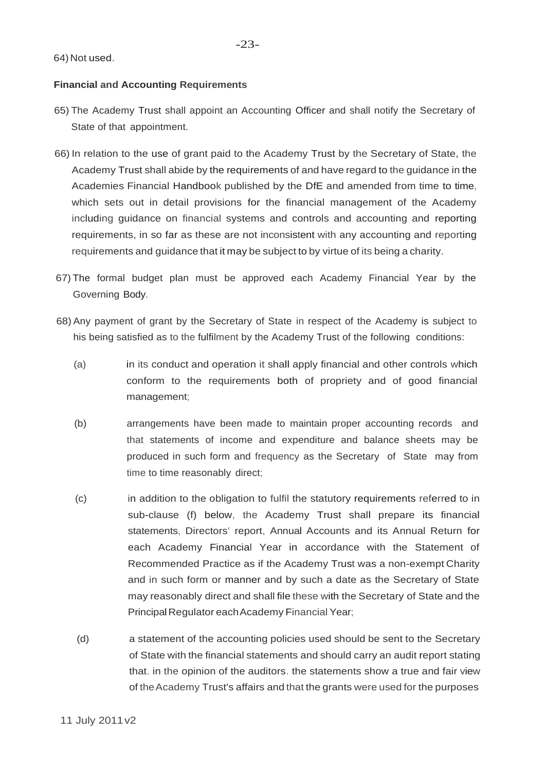64) Not used.

**Financial and Accounting Requirements**

65) The Academy Trust shall appoint an Accounting Officer and shall notify the Secretary of State of that appointment.

66) In relation to the use of grant paid to the Academy Trust by the Secretary of State, the Academy Trust shall abide by the requirements of and have regard to the guidance in the Academies Financial Handbook published by the DfE and amended from time to time, which sets out in detail provisions for the financial management of the Academy including guidance on financial systems and controls and accounting and reporting requirements, in so far as these are not inconsistent with any accounting and reporting requirements and guidance that it may be subject to by virtue of its being a charity.

67) The formal budget plan must be approved each Academy Financial Year by the Governing Body.

68) Any payment of grant by the Secretary of State in respect of the Academy is subject to his being satisfied as to the fulfilment by the Academy Trust of the following conditions:

   (a) in its conduct and operation it shall apply financial and other controls which conform to the requirements both of propriety and of good financial management;

   (b) arrangements have been made to maintain proper accounting records and that statements of income and expenditure and balance sheets may be produced in such form and frequency as the Secretary of State may from time to time reasonably direct;

   (c) in addition to the obligation to fulfil the statutory requirements referred to in sub-clause (f) below, the Academy Trust shall prepare its financial statements, Directors' report, Annual Accounts and its Annual Return for each Academy Financial Year in accordance with the Statement of Recommended Practice as if the Academy Trust was a non-exempt Charity and in such form or manner and by such a date as the Secretary of State may reasonably direct and shall file these with the Secretary of State and the Principal Regulator each Academy Financial Year;

   (d) a statement of the accounting policies used should be sent to the Secretary of State with the financial statements and should carry an audit report stating that. in the opinion of the auditors. the statements show a true and fair view of the Academy Trust's affairs and that the grants were used for the purposes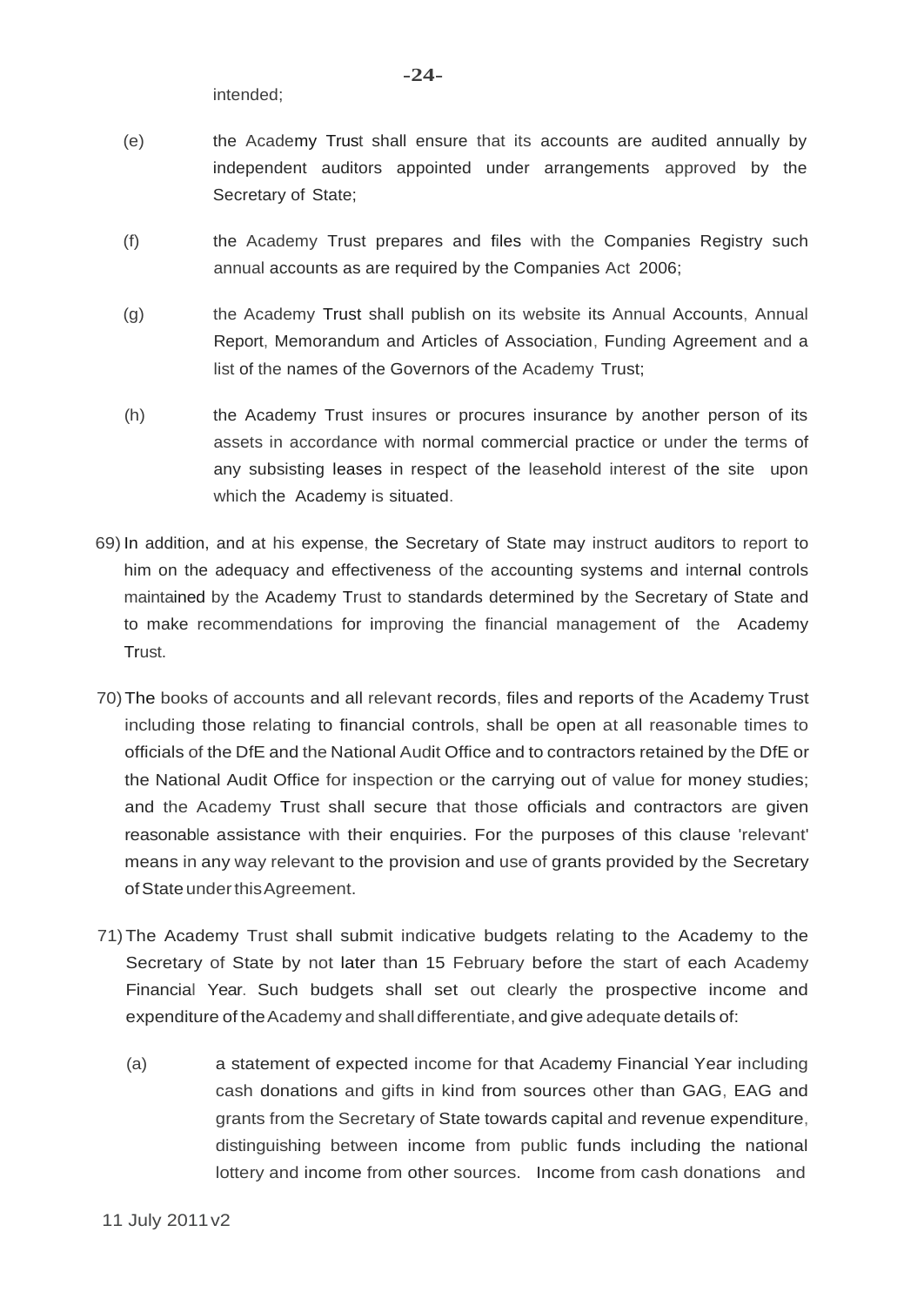intended;

(e) the Academy Trust shall ensure that its accounts are audited annually by independent auditors appointed under arrangements approved by the Secretary of State;

(f) the Academy Trust prepares and files with the Companies Registry such annual accounts as are required by the Companies Act 2006;

(g) the Academy Trust shall publish on its website its Annual Accounts, Annual Report, Memorandum and Articles of Association, Funding Agreement and a list of the names of the Governors of the Academy Trust;

(h) the Academy Trust insures or procures insurance by another person of its assets in accordance with normal commercial practice or under the terms of any subsisting leases in respect of the leasehold interest of the site upon which the Academy is situated.

69) In addition, and at his expense, the Secretary of State may instruct auditors to report to him on the adequacy and effectiveness of the accounting systems and internal controls maintained by the Academy Trust to standards determined by the Secretary of State and to make recommendations for improving the financial management of the Academy Trust.

70) The books of accounts and all relevant records, files and reports of the Academy Trust including those relating to financial controls, shall be open at all reasonable times to officials of the DfE and the National Audit Office and to contractors retained by the DfE or the National Audit Office for inspection or the carrying out of value for money studies; and the Academy Trust shall secure that those officials and contractors are given reasonable assistance with their enquiries. For the purposes of this clause 'relevant' means in any way relevant to the provision and use of grants provided by the Secretary of State under this Agreement.

71) The Academy Trust shall submit indicative budgets relating to the Academy to the Secretary of State by not later than 15 February before the start of each Academy Financial Year. Such budgets shall set out clearly the prospective income and expenditure of the Academy and shall differentiate, and give adequate details of:

(a) a statement of expected income for that Academy Financial Year including cash donations and gifts in kind from sources other than GAG, EAG and grants from the Secretary of State towards capital and revenue expenditure, distinguishing between income from public funds including the national lottery and income from other sources. Income from cash donations and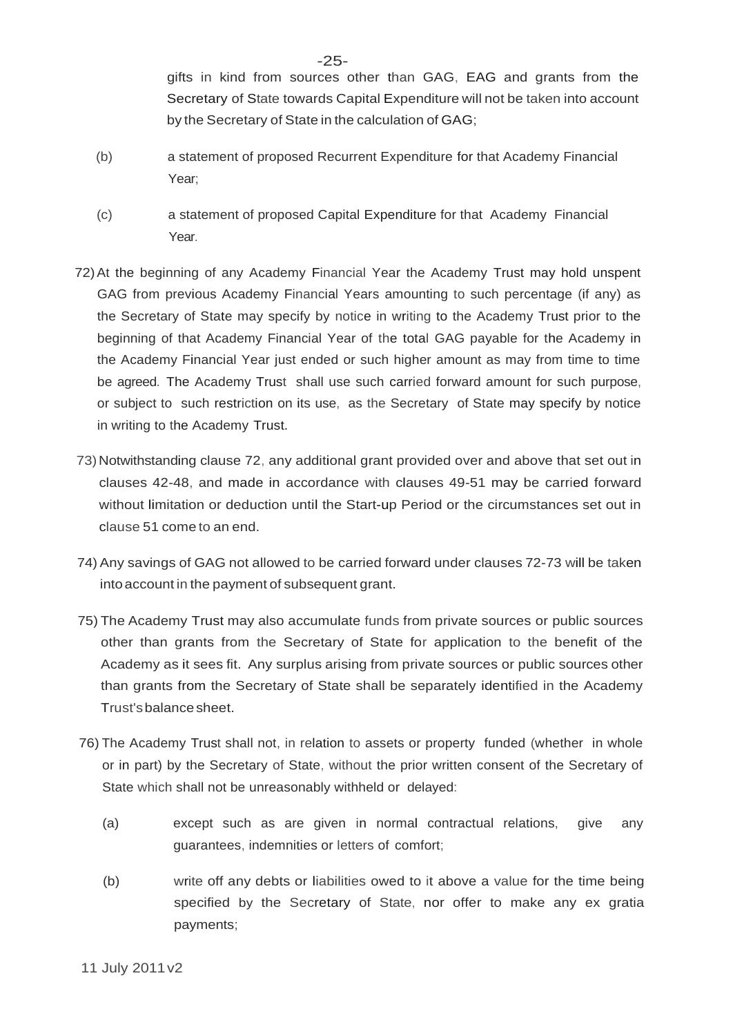gifts in kind from sources other than GAG, EAG and grants from the Secretary of State towards Capital Expenditure will not be taken into account by the Secretary of State in the calculation of GAG;

(b) a statement of proposed Recurrent Expenditure for that Academy Financial Year;

(c) a statement of proposed Capital Expenditure for that Academy Financial Year.

72) At the beginning of any Academy Financial Year the Academy Trust may hold unspent GAG from previous Academy Financial Years amounting to such percentage (if any) as the Secretary of State may specify by notice in writing to the Academy Trust prior to the beginning of that Academy Financial Year of the total GAG payable for the Academy in the Academy Financial Year just ended or such higher amount as may from time to time be agreed. The Academy Trust shall use such carried forward amount for such purpose, or subject to such restriction on its use, as the Secretary of State may specify by notice in writing to the Academy Trust.

73) Notwithstanding clause 72, any additional grant provided over and above that set out in clauses 42-48, and made in accordance with clauses 49-51 may be carried forward without limitation or deduction until the Start-up Period or the circumstances set out in clause 51 come to an end.

74) Any savings of GAG not allowed to be carried forward under clauses 72-73 will be taken into account in the payment of subsequent grant.

75) The Academy Trust may also accumulate funds from private sources or public sources other than grants from the Secretary of State for application to the benefit of the Academy as it sees fit. Any surplus arising from private sources or public sources other than grants from the Secretary of State shall be separately identified in the Academy Trust's balance sheet.

76) The Academy Trust shall not, in relation to assets or property funded (whether in whole or in part) by the Secretary of State, without the prior written consent of the Secretary of State which shall not be unreasonably withheld or delayed:

(a) except such as are given in normal contractual relations, give any guarantees, indemnities or letters of comfort;

(b) write off any debts or liabilities owed to it above a value for the time being specified by the Secretary of State, nor offer to make any ex gratia payments;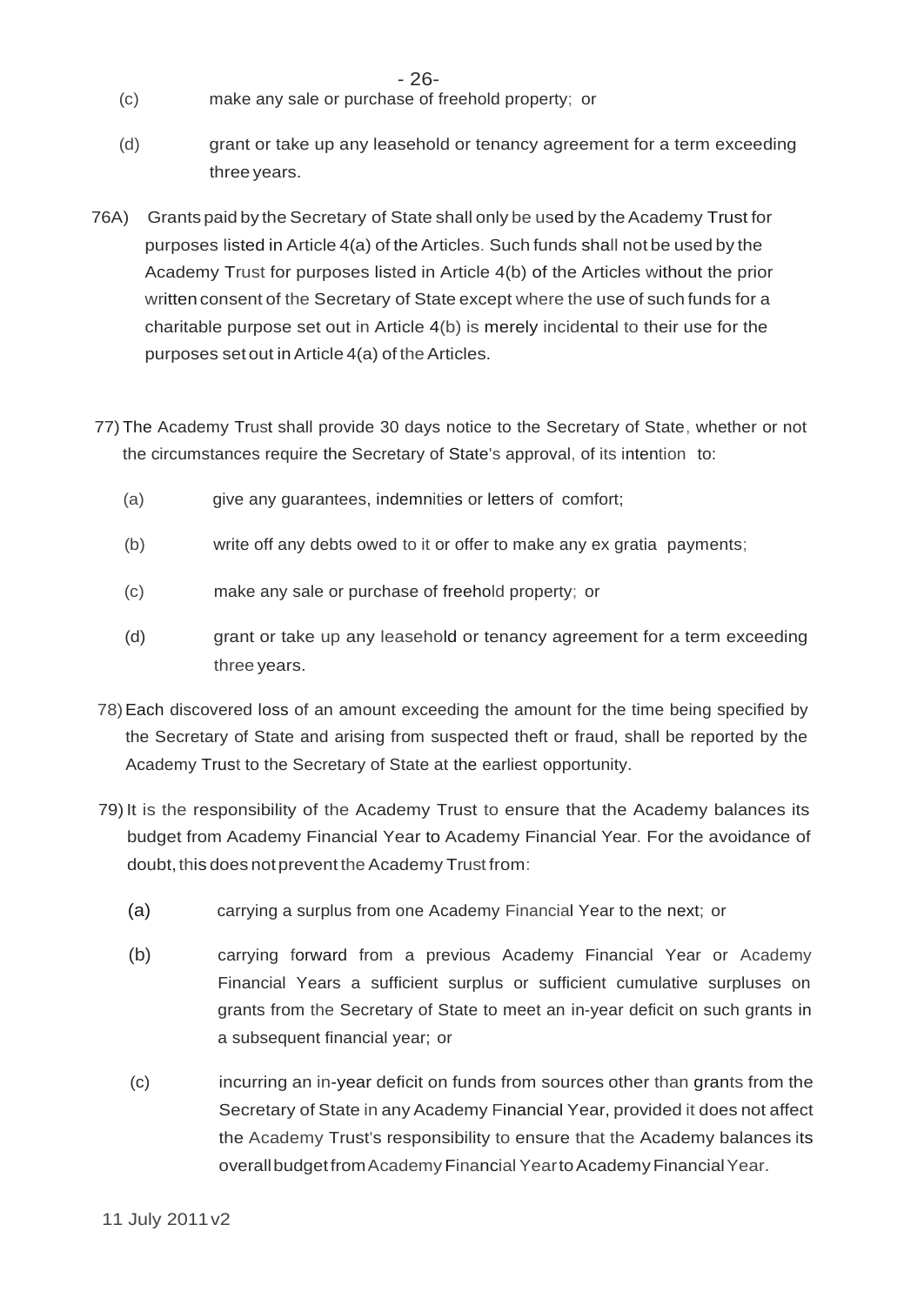(c) make any sale or purchase of freehold property; or

(d) grant or take up any leasehold or tenancy agreement for a term exceeding three years.

76A) Grants paid by the Secretary of State shall only be used by the Academy Trust for purposes listed in Article 4(a) of the Articles. Such funds shall not be used by the Academy Trust for purposes listed in Article 4(b) of the Articles without the prior written consent of the Secretary of State except where the use of such funds for a charitable purpose set out in Article 4(b) is merely incidental to their use for the purposes set out in Article 4(a) of the Articles.

77) The Academy Trust shall provide 30 days notice to the Secretary of State, whether or not the circumstances require the Secretary of State's approval, of its intention to:

(a) give any guarantees, indemnities or letters of comfort;

(b) write off any debts owed to it or offer to make any ex gratia payments;

(c) make any sale or purchase of freehold property; or

(d) grant or take up any leasehold or tenancy agreement for a term exceeding three years.

78) Each discovered loss of an amount exceeding the amount for the time being specified by the Secretary of State and arising from suspected theft or fraud, shall be reported by the Academy Trust to the Secretary of State at the earliest opportunity.

79) It is the responsibility of the Academy Trust to ensure that the Academy balances its budget from Academy Financial Year to Academy Financial Year. For the avoidance of doubt, this does not prevent the Academy Trust from:

(a) carrying a surplus from one Academy Financial Year to the next; or

(b) carrying forward from a previous Academy Financial Year or Academy Financial Years a sufficient surplus or sufficient cumulative surpluses on grants from the Secretary of State to meet an in-year deficit on such grants in a subsequent financial year; or

(c) incurring an in-year deficit on funds from sources other than grants from the Secretary of State in any Academy Financial Year, provided it does not affect the Academy Trust's responsibility to ensure that the Academy balances its overall budget from Academy Financial Year to Academy Financial Year.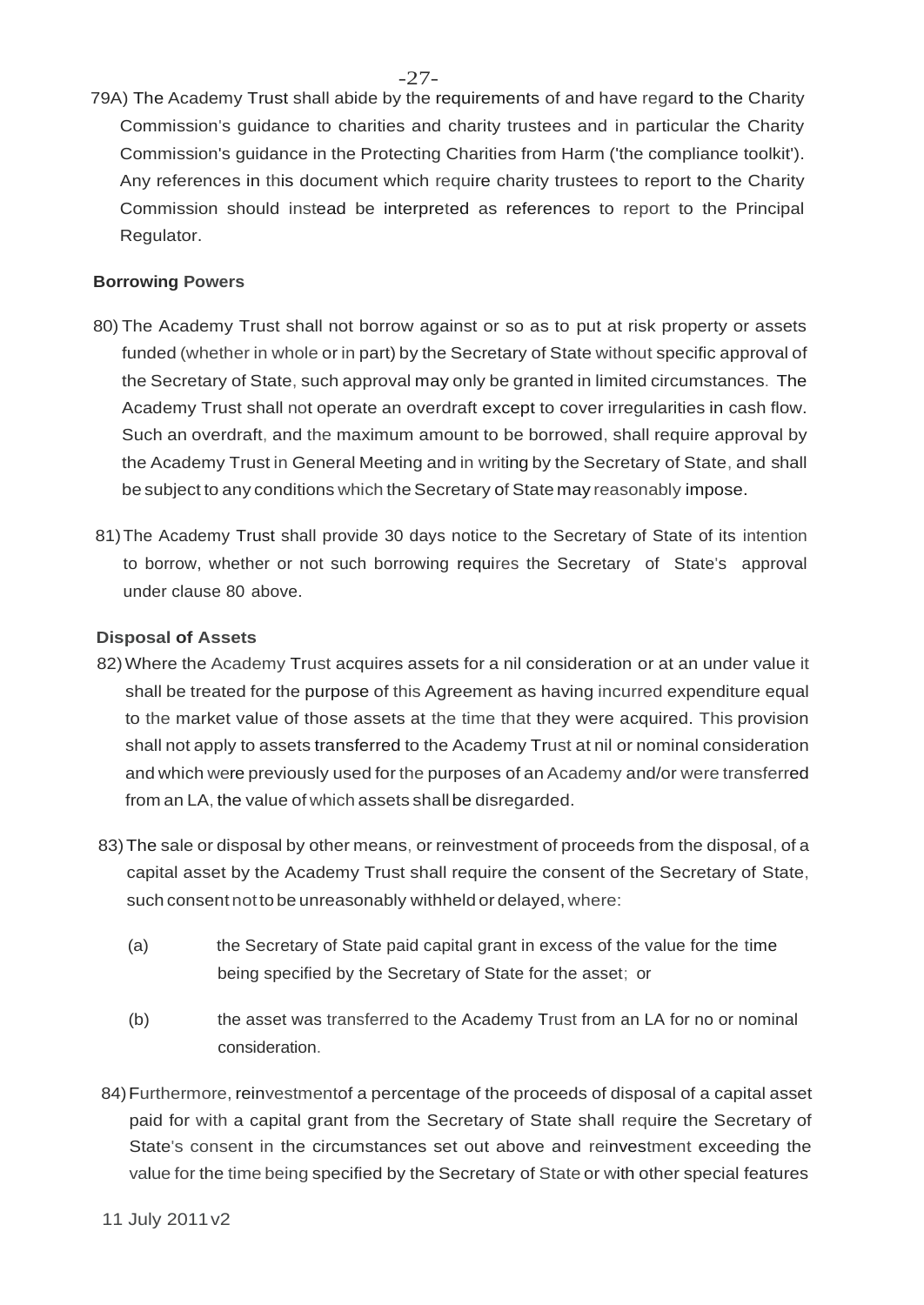79A) The Academy Trust shall abide by the requirements of and have regard to the Charity Commission's guidance to charities and charity trustees and in particular the Charity Commission's guidance in the Protecting Charities from Harm ('the compliance toolkit'). Any references in this document which require charity trustees to report to the Charity Commission should instead be interpreted as references to report to the Principal Regulator.

**Borrowing Powers**

80) The Academy Trust shall not borrow against or so as to put at risk property or assets funded (whether in whole or in part) by the Secretary of State without specific approval of the Secretary of State, such approval may only be granted in limited circumstances. The Academy Trust shall not operate an overdraft except to cover irregularities in cash flow. Such an overdraft, and the maximum amount to be borrowed, shall require approval by the Academy Trust in General Meeting and in writing by the Secretary of State, and shall be subject to any conditions which the Secretary of State may reasonably impose.

81) The Academy Trust shall provide 30 days notice to the Secretary of State of its intention to borrow, whether or not such borrowing requires the Secretary of State's approval under clause 80 above.

**Disposal of Assets**

82) Where the Academy Trust acquires assets for a nil consideration or at an under value it shall be treated for the purpose of this Agreement as having incurred expenditure equal to the market value of those assets at the time that they were acquired. This provision shall not apply to assets transferred to the Academy Trust at nil or nominal consideration and which were previously used for the purposes of an Academy and/or were transferred from an LA, the value of which assets shall be disregarded.

83) The sale or disposal by other means, or reinvestment of proceeds from the disposal, of a capital asset by the Academy Trust shall require the consent of the Secretary of State, such consent not to be unreasonably withheld or delayed, where:

(a) the Secretary of State paid capital grant in excess of the value for the time being specified by the Secretary of State for the asset; or

(b) the asset was transferred to the Academy Trust from an LA for no or nominal consideration.

84) Furthermore, reinvestmentof a percentage of the proceeds of disposal of a capital asset paid for with a capital grant from the Secretary of State shall require the Secretary of State's consent in the circumstances set out above and reinvestment exceeding the value for the time being specified by the Secretary of State or with other special features

11 July 2011 v2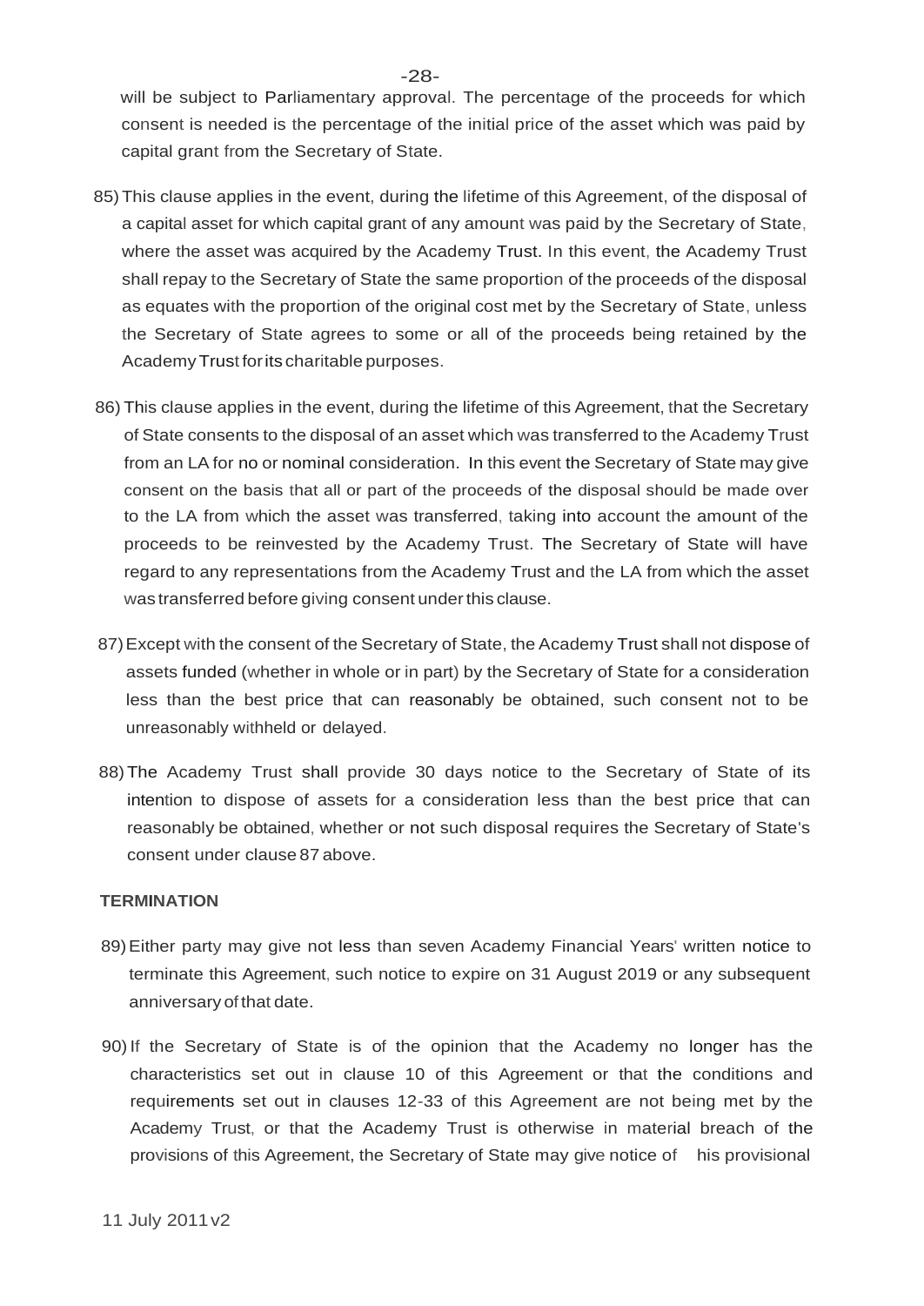will be subject to Parliamentary approval. The percentage of the proceeds for which consent is needed is the percentage of the initial price of the asset which was paid by capital grant from the Secretary of State.

85) This clause applies in the event, during the lifetime of this Agreement, of the disposal of a capital asset for which capital grant of any amount was paid by the Secretary of State, where the asset was acquired by the Academy Trust. In this event, the Academy Trust shall repay to the Secretary of State the same proportion of the proceeds of the disposal as equates with the proportion of the original cost met by the Secretary of State, unless the Secretary of State agrees to some or all of the proceeds being retained by the Academy Trust for its charitable purposes.

86) This clause applies in the event, during the lifetime of this Agreement, that the Secretary of State consents to the disposal of an asset which was transferred to the Academy Trust from an LA for no or nominal consideration. In this event the Secretary of State may give consent on the basis that all or part of the proceeds of the disposal should be made over to the LA from which the asset was transferred, taking into account the amount of the proceeds to be reinvested by the Academy Trust. The Secretary of State will have regard to any representations from the Academy Trust and the LA from which the asset was transferred before giving consent under this clause.

87) Except with the consent of the Secretary of State, the Academy Trust shall not dispose of assets funded (whether in whole or in part) by the Secretary of State for a consideration less than the best price that can reasonably be obtained, such consent not to be unreasonably withheld or delayed.

88) The Academy Trust shall provide 30 days notice to the Secretary of State of its intention to dispose of assets for a consideration less than the best price that can reasonably be obtained, whether or not such disposal requires the Secretary of State's consent under clause 87 above.

**TERMINATION**

89) Either party may give not less than seven Academy Financial Years' written notice to terminate this Agreement, such notice to expire on 31 August 2019 or any subsequent anniversary of that date.

90) If the Secretary of State is of the opinion that the Academy no longer has the characteristics set out in clause 10 of this Agreement or that the conditions and requirements set out in clauses 12-33 of this Agreement are not being met by the Academy Trust, or that the Academy Trust is otherwise in material breach of the provisions of this Agreement, the Secretary of State may give notice of his provisional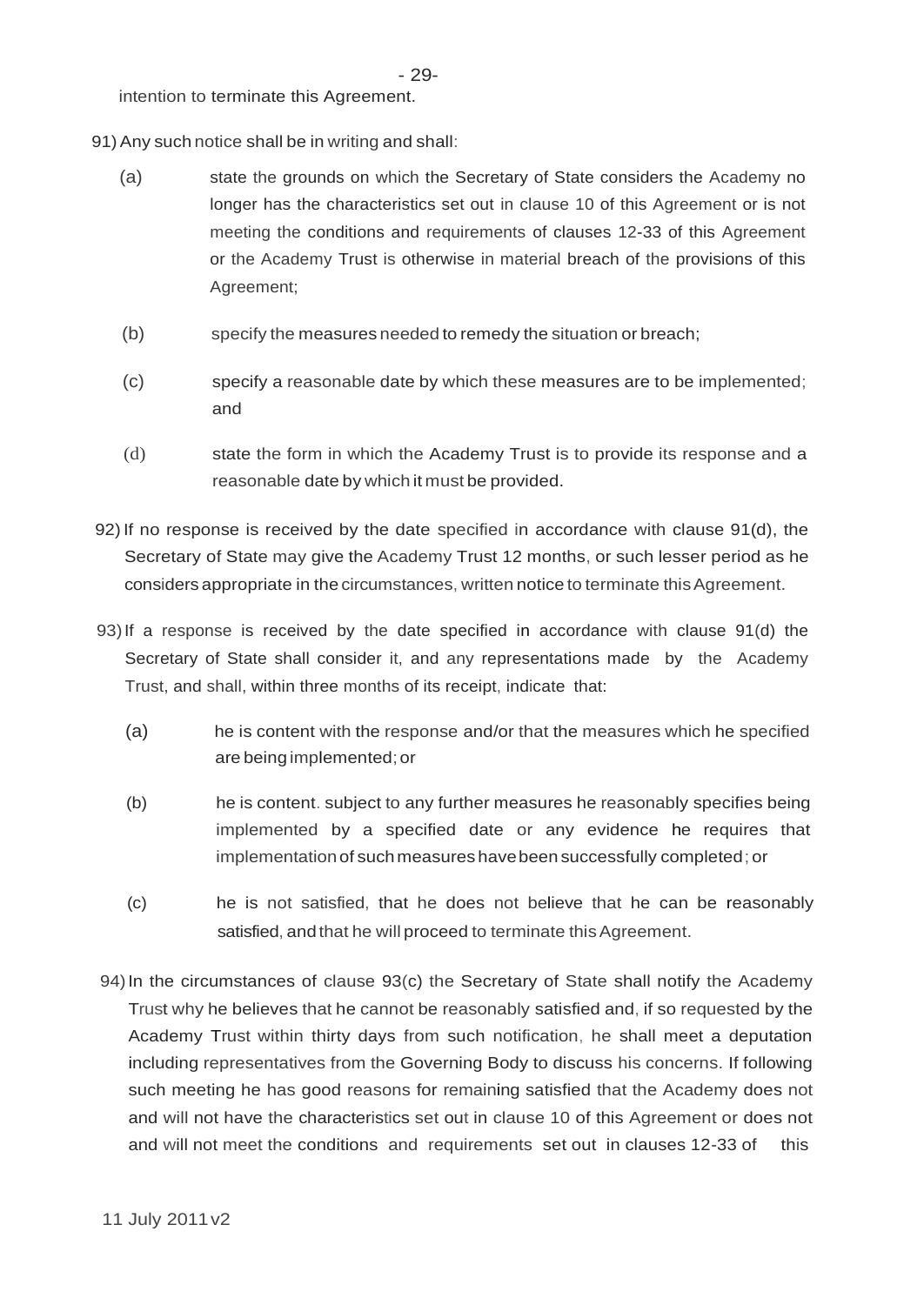intention to terminate this Agreement.

91) Any such notice shall be in writing and shall:

(a) state the grounds on which the Secretary of State considers the Academy no longer has the characteristics set out in clause 10 of this Agreement or is not meeting the conditions and requirements of clauses 12-33 of this Agreement or the Academy Trust is otherwise in material breach of the provisions of this Agreement;

(b) specify the measures needed to remedy the situation or breach;

(c) specify a reasonable date by which these measures are to be implemented; and

(d) state the form in which the Academy Trust is to provide its response and a reasonable date by which it must be provided.

92) If no response is received by the date specified in accordance with clause 91(d), the Secretary of State may give the Academy Trust 12 months, or such lesser period as he considers appropriate in the circumstances, written notice to terminate this Agreement.

93) If a response is received by the date specified in accordance with clause 91(d) the Secretary of State shall consider it, and any representations made by the Academy Trust, and shall, within three months of its receipt, indicate that:

(a) he is content with the response and/or that the measures which he specified are being implemented; or

(b) he is content. subject to any further measures he reasonably specifies being implemented by a specified date or any evidence he requires that implementation of such measures have been successfully completed; or

(c) he is not satisfied, that he does not believe that he can be reasonably satisfied, and that he will proceed to terminate this Agreement.

94) In the circumstances of clause 93(c) the Secretary of State shall notify the Academy Trust why he believes that he cannot be reasonably satisfied and, if so requested by the Academy Trust within thirty days from such notification, he shall meet a deputation including representatives from the Governing Body to discuss his concerns. If following such meeting he has good reasons for remaining satisfied that the Academy does not and will not have the characteristics set out in clause 10 of this Agreement or does not and will not meet the conditions and requirements set out in clauses 12-33 of this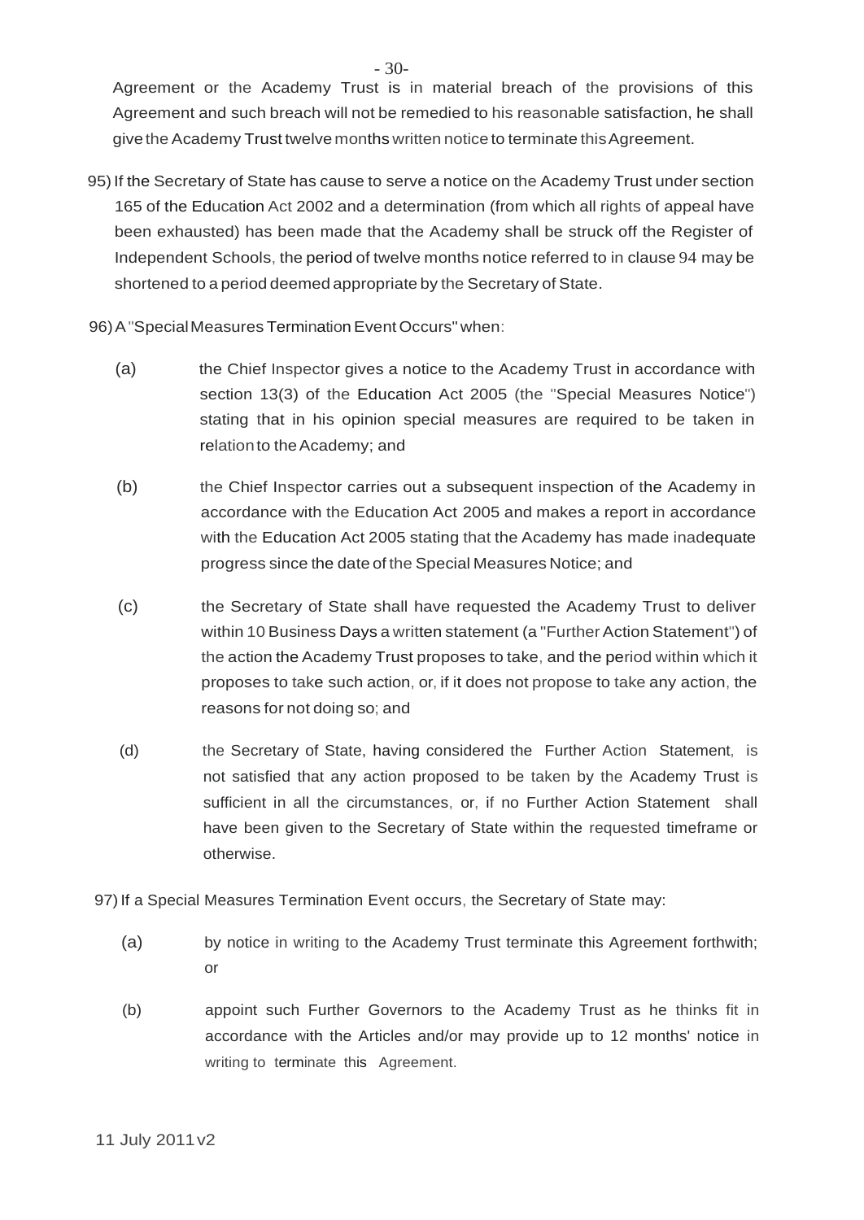Agreement or the Academy Trust is in material breach of the provisions of this Agreement and such breach will not be remedied to his reasonable satisfaction, he shall give the Academy Trust twelve months written notice to terminate this Agreement.

95) If the Secretary of State has cause to serve a notice on the Academy Trust under section 165 of the Education Act 2002 and a determination (from which all rights of appeal have been exhausted) has been made that the Academy shall be struck off the Register of Independent Schools, the period of twelve months notice referred to in clause 94 may be shortened to a period deemed appropriate by the Secretary of State.

96) A "Special Measures Termination Event Occurs" when:

(a) the Chief Inspector gives a notice to the Academy Trust in accordance with section 13(3) of the Education Act 2005 (the "Special Measures Notice") stating that in his opinion special measures are required to be taken in relation to the Academy; and

(b) the Chief Inspector carries out a subsequent inspection of the Academy in accordance with the Education Act 2005 and makes a report in accordance with the Education Act 2005 stating that the Academy has made inadequate progress since the date of the Special Measures Notice; and

(c) the Secretary of State shall have requested the Academy Trust to deliver within 10 Business Days a written statement (a "Further Action Statement") of the action the Academy Trust proposes to take, and the period within which it proposes to take such action, or, if it does not propose to take any action, the reasons for not doing so; and

(d) the Secretary of State, having considered the Further Action Statement, is not satisfied that any action proposed to be taken by the Academy Trust is sufficient in all the circumstances, or, if no Further Action Statement shall have been given to the Secretary of State within the requested timeframe or otherwise.

97) If a Special Measures Termination Event occurs, the Secretary of State may:

(a) by notice in writing to the Academy Trust terminate this Agreement forthwith; or

(b) appoint such Further Governors to the Academy Trust as he thinks fit in accordance with the Articles and/or may provide up to 12 months' notice in writing to terminate this Agreement.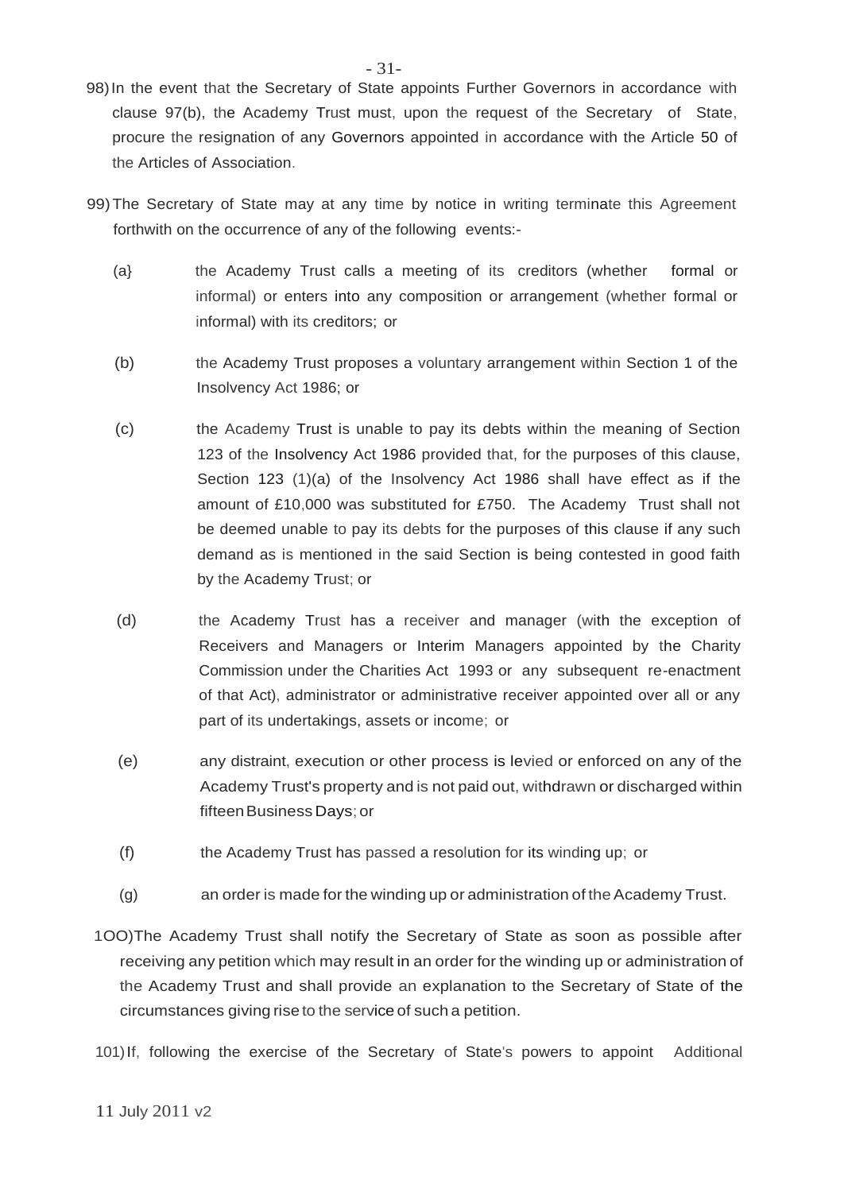98) In the event that the Secretary of State appoints Further Governors in accordance with clause 97(b), the Academy Trust must, upon the request of the Secretary of State, procure the resignation of any Governors appointed in accordance with the Article 50 of the Articles of Association.

99) The Secretary of State may at any time by notice in writing terminate this Agreement forthwith on the occurrence of any of the following events:-

(a} the Academy Trust calls a meeting of its creditors (whether formal or informal) or enters into any composition or arrangement (whether formal or informal) with its creditors; or

(b) the Academy Trust proposes a voluntary arrangement within Section 1 of the Insolvency Act 1986; or

(c) the Academy Trust is unable to pay its debts within the meaning of Section 123 of the Insolvency Act 1986 provided that, for the purposes of this clause, Section 123 (1)(a) of the Insolvency Act 1986 shall have effect as if the amount of £10,000 was substituted for £750. The Academy Trust shall not be deemed unable to pay its debts for the purposes of this clause if any such demand as is mentioned in the said Section is being contested in good faith by the Academy Trust; or

(d) the Academy Trust has a receiver and manager (with the exception of Receivers and Managers or Interim Managers appointed by the Charity Commission under the Charities Act 1993 or any subsequent re-enactment of that Act), administrator or administrative receiver appointed over all or any part of its undertakings, assets or income; or

(e) any distraint, execution or other process is levied or enforced on any of the Academy Trust's property and is not paid out, withdrawn or discharged within fifteen Business Days; or

(f) the Academy Trust has passed a resolution for its winding up; or

(g) an order is made for the winding up or administration of the Academy Trust.

1OO) The Academy Trust shall notify the Secretary of State as soon as possible after receiving any petition which may result in an order for the winding up or administration of the Academy Trust and shall provide an explanation to the Secretary of State of the circumstances giving rise to the service of such a petition.

101) If, following the exercise of the Secretary of State's powers to appoint Additional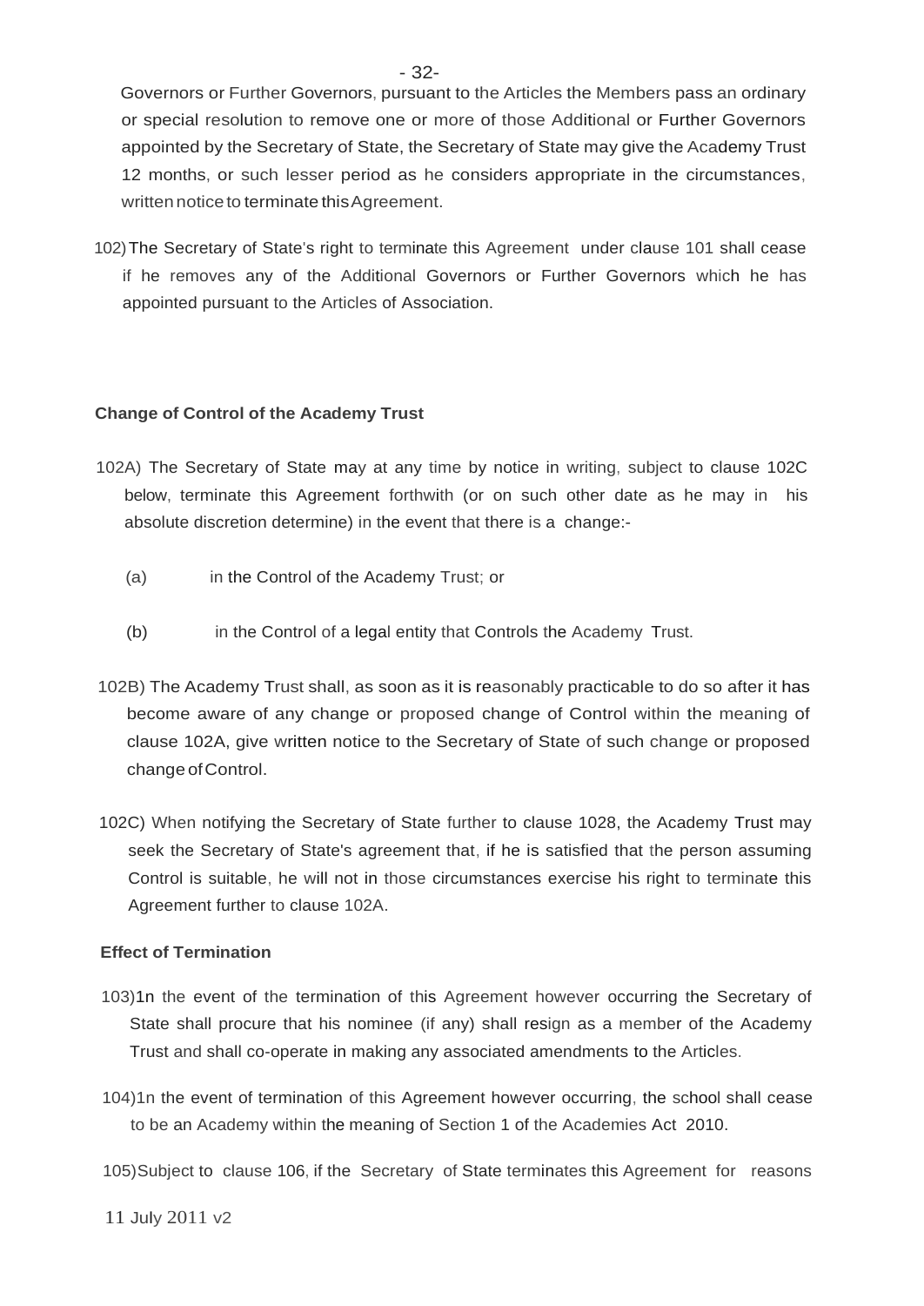Governors or Further Governors, pursuant to the Articles the Members pass an ordinary or special resolution to remove one or more of those Additional or Further Governors appointed by the Secretary of State, the Secretary of State may give the Academy Trust 12 months, or such lesser period as he considers appropriate in the circumstances, written notice to terminate this Agreement.

102) The Secretary of State's right to terminate this Agreement under clause 101 shall cease if he removes any of the Additional Governors or Further Governors which he has appointed pursuant to the Articles of Association.

**Change of Control of the Academy Trust**

102A) The Secretary of State may at any time by notice in writing, subject to clause 102C below, terminate this Agreement forthwith (or on such other date as he may in his absolute discretion determine) in the event that there is a change:-

(a) in the Control of the Academy Trust; or

(b) in the Control of a legal entity that Controls the Academy Trust.

102B) The Academy Trust shall, as soon as it is reasonably practicable to do so after it has become aware of any change or proposed change of Control within the meaning of clause 102A, give written notice to the Secretary of State of such change or proposed change of Control.

102C) When notifying the Secretary of State further to clause 1028, the Academy Trust may seek the Secretary of State's agreement that, if he is satisfied that the person assuming Control is suitable, he will not in those circumstances exercise his right to terminate this Agreement further to clause 102A.

**Effect of Termination**

103) 1n the event of the termination of this Agreement however occurring the Secretary of State shall procure that his nominee (if any) shall resign as a member of the Academy Trust and shall co-operate in making any associated amendments to the Articles.

104) 1n the event of termination of this Agreement however occurring, the school shall cease to be an Academy within the meaning of Section 1 of the Academies Act 2010.

105) Subject to clause 106, if the Secretary of State terminates this Agreement for reasons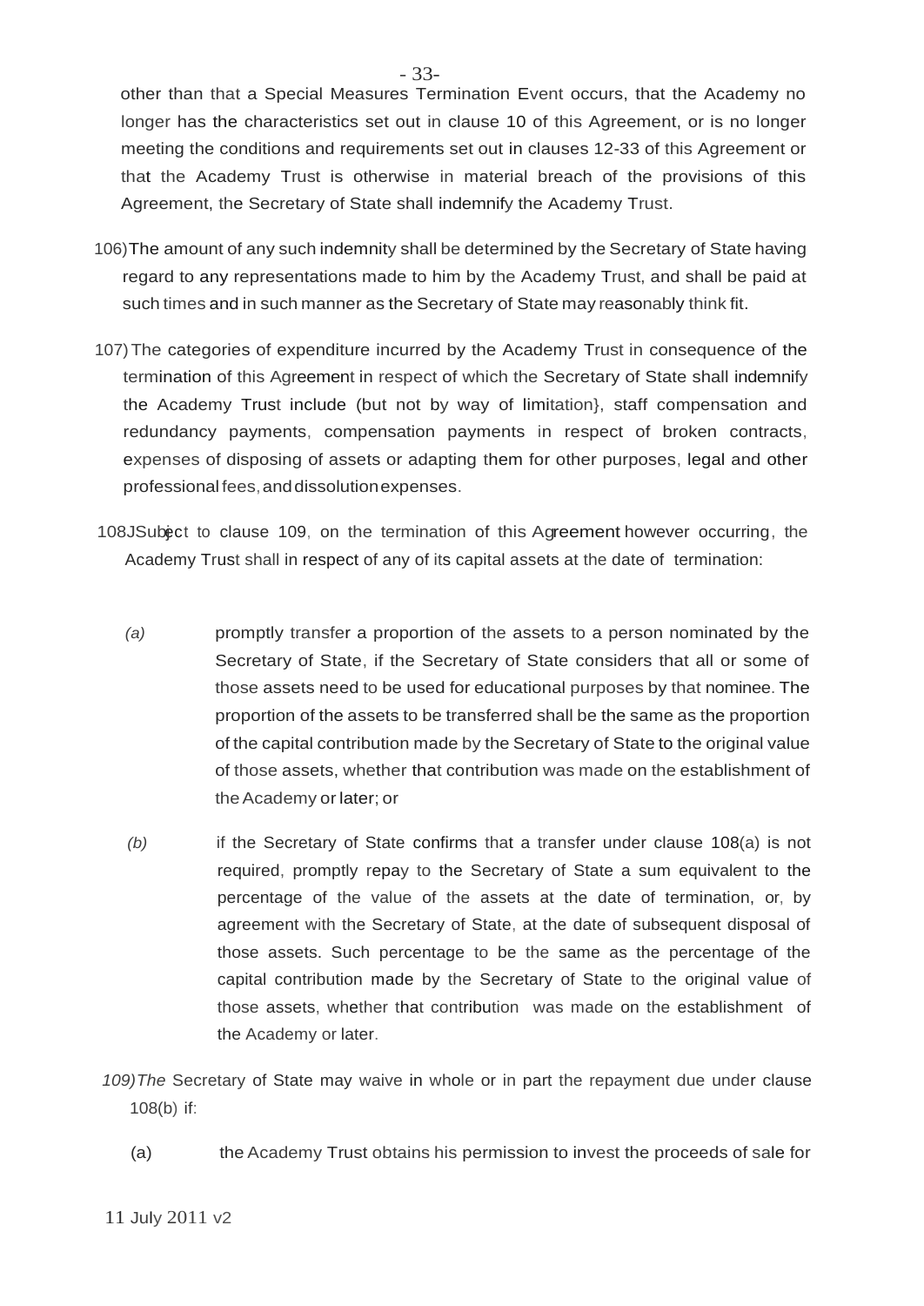other than that a Special Measures Termination Event occurs, that the Academy no longer has the characteristics set out in clause 10 of this Agreement, or is no longer meeting the conditions and requirements set out in clauses 12-33 of this Agreement or that the Academy Trust is otherwise in material breach of the provisions of this Agreement, the Secretary of State shall indemnify the Academy Trust.

106) The amount of any such indemnity shall be determined by the Secretary of State having regard to any representations made to him by the Academy Trust, and shall be paid at such times and in such manner as the Secretary of State may reasonably think fit.

107) The categories of expenditure incurred by the Academy Trust in consequence of the termination of this Agreement in respect of which the Secretary of State shall indemnify the Academy Trust include (but not by way of limitation}, staff compensation and redundancy payments, compensation payments in respect of broken contracts, expenses of disposing of assets or adapting them for other purposes, legal and other professional fees, and dissolution expenses.

108JSubject to clause 109, on the termination of this Agreement however occurring, the Academy Trust shall in respect of any of its capital assets at the date of termination:

*(a)* promptly transfer a proportion of the assets to a person nominated by the Secretary of State, if the Secretary of State considers that all or some of those assets need to be used for educational purposes by that nominee. The proportion of the assets to be transferred shall be the same as the proportion of the capital contribution made by the Secretary of State to the original value of those assets, whether that contribution was made on the establishment of the Academy or later; or

*(b)* if the Secretary of State confirms that a transfer under clause 108(a) is not required, promptly repay to the Secretary of State a sum equivalent to the percentage of the value of the assets at the date of termination, or, by agreement with the Secretary of State, at the date of subsequent disposal of those assets. Such percentage to be the same as the percentage of the capital contribution made by the Secretary of State to the original value of those assets, whether that contribution was made on the establishment of the Academy or later.

*109)The* Secretary of State may waive in whole or in part the repayment due under clause 108(b) if:

(a) the Academy Trust obtains his permission to invest the proceeds of sale for

11 July 2011 v2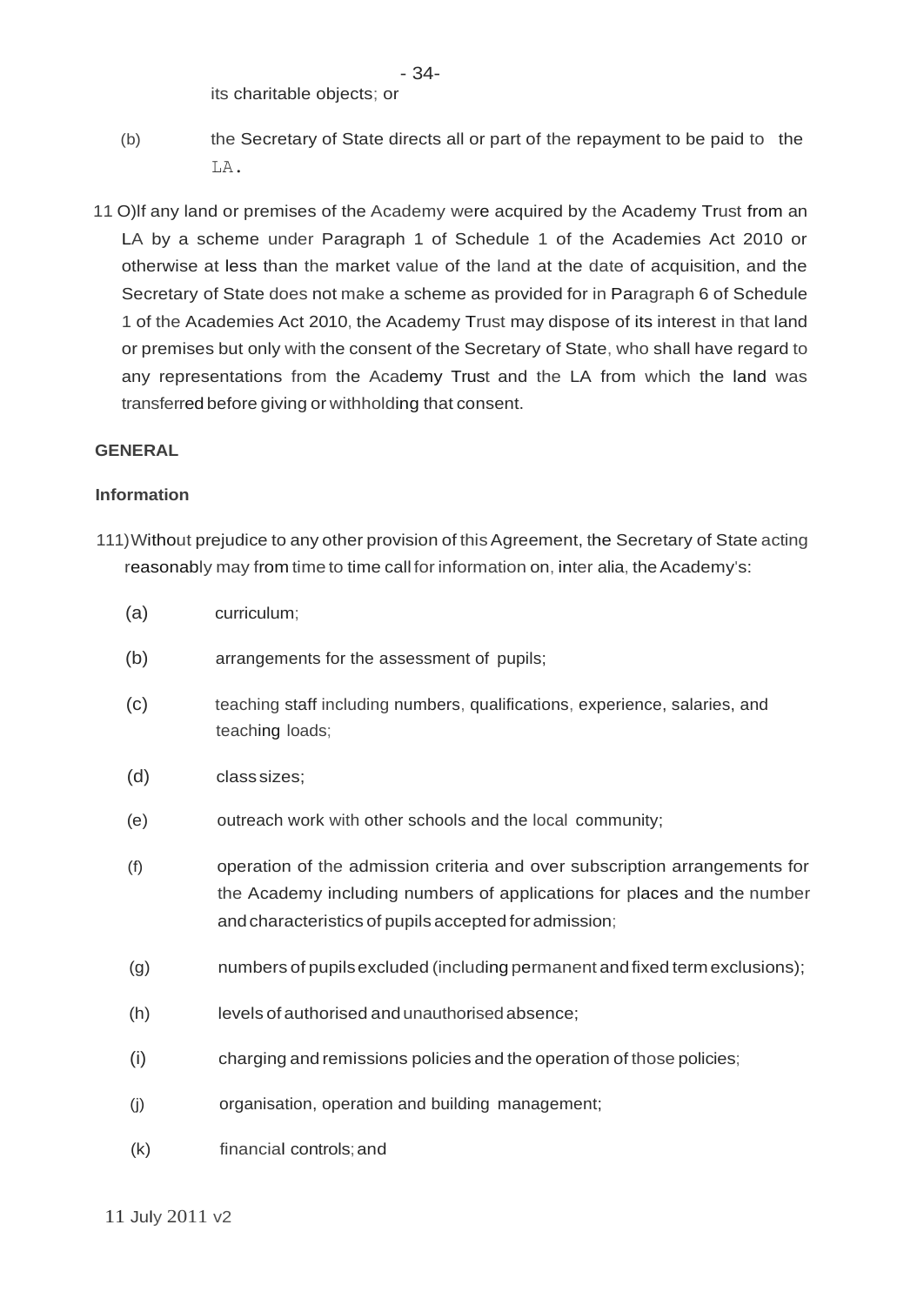its charitable objects; or

(b) the Secretary of State directs all or part of the repayment to be paid to the LA.

11 O)If any land or premises of the Academy were acquired by the Academy Trust from an LA by a scheme under Paragraph 1 of Schedule 1 of the Academies Act 2010 or otherwise at less than the market value of the land at the date of acquisition, and the Secretary of State does not make a scheme as provided for in Paragraph 6 of Schedule 1 of the Academies Act 2010, the Academy Trust may dispose of its interest in that land or premises but only with the consent of the Secretary of State, who shall have regard to any representations from the Academy Trust and the LA from which the land was transferred before giving or withholding that consent.

**GENERAL**

**Information**

111)Without prejudice to any other provision of this Agreement, the Secretary of State acting reasonably may from time to time call for information on, inter alia, the Academy's:

(a) curriculum;

(b) arrangements for the assessment of pupils;

(c) teaching staff including numbers, qualifications, experience, salaries, and teaching loads;

(d) class sizes;

(e) outreach work with other schools and the local community;

(f) operation of the admission criteria and over subscription arrangements for the Academy including numbers of applications for places and the number and characteristics of pupils accepted for admission;

(g) numbers of pupils excluded (including permanent and fixed term exclusions);

(h) levels of authorised and unauthorised absence;

(i) charging and remissions policies and the operation of those policies;

(j) organisation, operation and building management;

(k) financial controls; and

11 July 2011 v2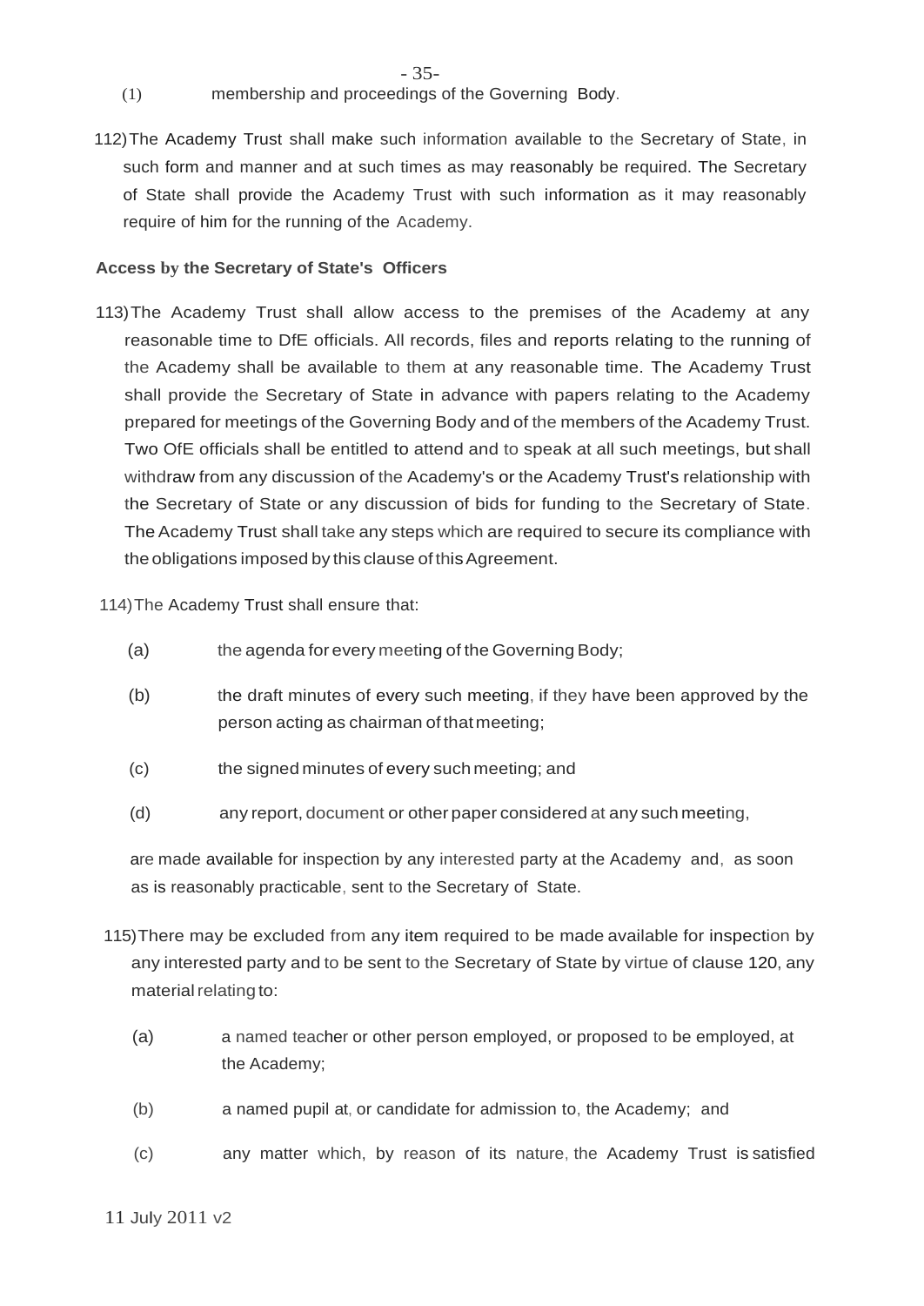(1) membership and proceedings of the Governing Body.

112) The Academy Trust shall make such information available to the Secretary of State, in such form and manner and at such times as may reasonably be required. The Secretary of State shall provide the Academy Trust with such information as it may reasonably require of him for the running of the Academy.

**Access by the Secretary of State's Officers**

113) The Academy Trust shall allow access to the premises of the Academy at any reasonable time to DfE officials. All records, files and reports relating to the running of the Academy shall be available to them at any reasonable time. The Academy Trust shall provide the Secretary of State in advance with papers relating to the Academy prepared for meetings of the Governing Body and of the members of the Academy Trust. Two OfE officials shall be entitled to attend and to speak at all such meetings, but shall withdraw from any discussion of the Academy's or the Academy Trust's relationship with the Secretary of State or any discussion of bids for funding to the Secretary of State. The Academy Trust shall take any steps which are required to secure its compliance with the obligations imposed by this clause of this Agreement.

114) The Academy Trust shall ensure that:

(a) the agenda for every meeting of the Governing Body;

(b) the draft minutes of every such meeting, if they have been approved by the person acting as chairman of that meeting;

(c) the signed minutes of every such meeting; and

(d) any report, document or other paper considered at any such meeting,

are made available for inspection by any interested party at the Academy and, as soon as is reasonably practicable, sent to the Secretary of State.

115) There may be excluded from any item required to be made available for inspection by any interested party and to be sent to the Secretary of State by virtue of clause 120, any material relating to:

(a) a named teacher or other person employed, or proposed to be employed, at the Academy;

(b) a named pupil at, or candidate for admission to, the Academy; and

(c) any matter which, by reason of its nature, the Academy Trust is satisfied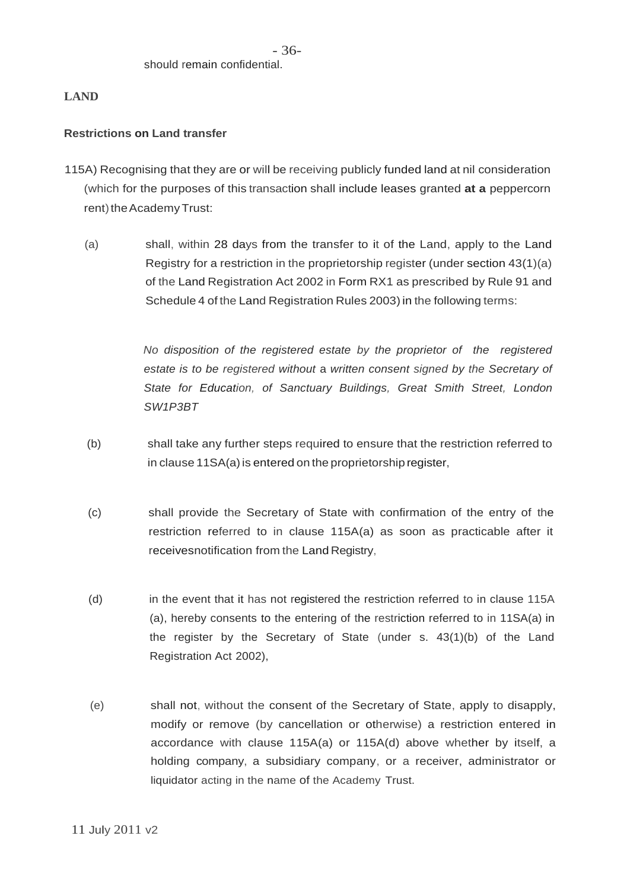should remain confidential.

**LAND**

**Restrictions on Land transfer**

115A) Recognising that they are or will be receiving publicly funded land at nil consideration (which for the purposes of this transaction shall include leases granted **at a** peppercorn rent) the Academy Trust:

(a) shall, within 28 days from the transfer to it of the Land, apply to the Land Registry for a restriction in the proprietorship register (under section 43(1)(a) of the Land Registration Act 2002 in Form RX1 as prescribed by Rule 91 and Schedule 4 of the Land Registration Rules 2003) in the following terms:

*No disposition of the registered estate by the proprietor of the registered estate is to be registered without a written consent signed by the Secretary of State for Education, of Sanctuary Buildings, Great Smith Street, London SW1P3BT*

(b) shall take any further steps required to ensure that the restriction referred to in clause 11SA(a) is entered on the proprietorship register,

(c) shall provide the Secretary of State with confirmation of the entry of the restriction referred to in clause 115A(a) as soon as practicable after it receivesnotification from the Land Registry,

(d) in the event that it has not registered the restriction referred to in clause 115A (a), hereby consents to the entering of the restriction referred to in 11SA(a) in the register by the Secretary of State (under s. 43(1)(b) of the Land Registration Act 2002),

(e) shall not, without the consent of the Secretary of State, apply to disapply, modify or remove (by cancellation or otherwise) a restriction entered in accordance with clause 115A(a) or 115A(d) above whether by itself, a holding company, a subsidiary company, or a receiver, administrator or liquidator acting in the name of the Academy Trust.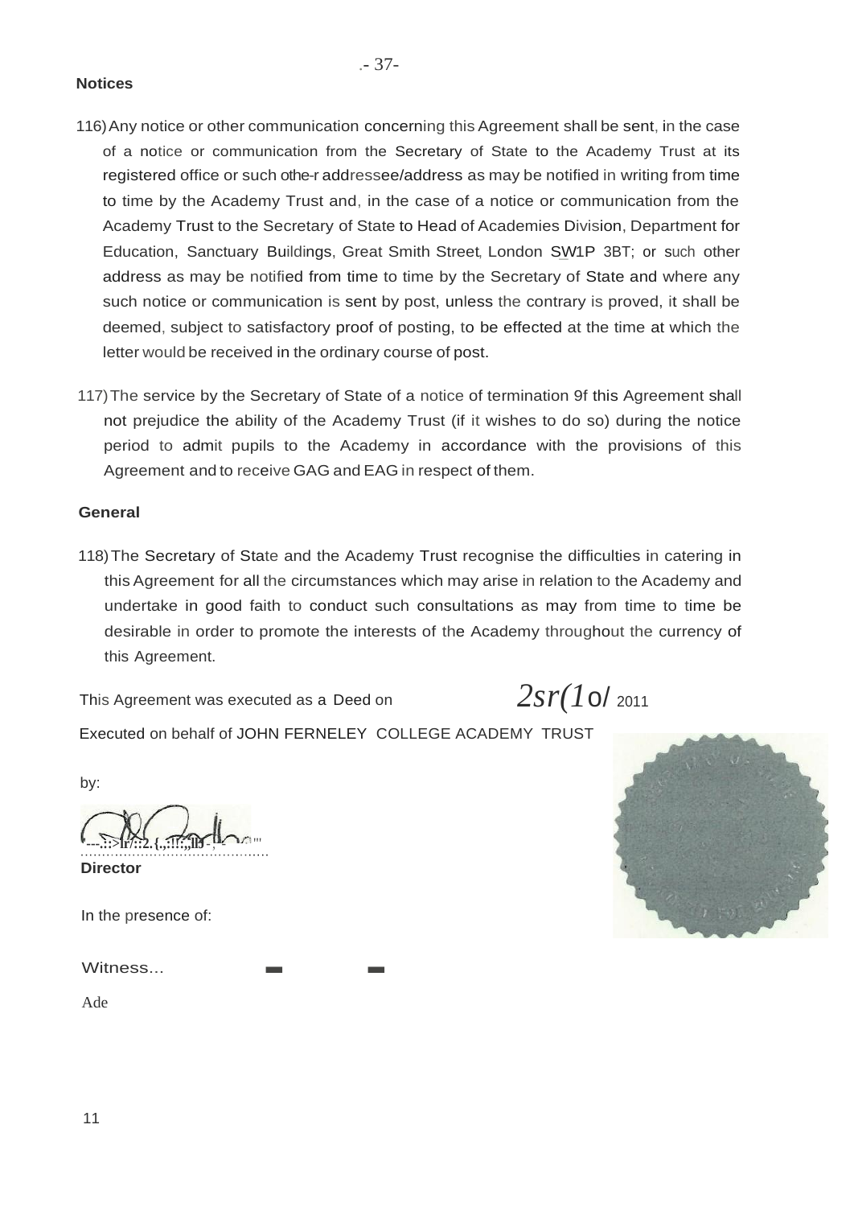**Notices**

116) Any notice or other communication concerning this Agreement shall be sent, in the case of a notice or communication from the Secretary of State to the Academy Trust at its registered office or such other addressee/address as may be notified in writing from time to time by the Academy Trust and, in the case of a notice or communication from the Academy Trust to the Secretary of State to Head of Academies Division, Department for Education, Sanctuary Buildings, Great Smith Street, London SW1P 3BT; or such other address as may be notified from time to time by the Secretary of State and where any such notice or communication is sent by post, unless the contrary is proved, it shall be deemed, subject to satisfactory proof of posting, to be effected at the time at which the letter would be received in the ordinary course of post.

117) The service by the Secretary of State of a notice of termination 9f this Agreement shall not prejudice the ability of the Academy Trust (if it wishes to do so) during the notice period to admit pupils to the Academy in accordance with the provisions of this Agreement and to receive GAG and EAG in respect of them.

**General**

118) The Secretary of State and the Academy Trust recognise the difficulties in catering in this Agreement for all the circumstances which may arise in relation to the Academy and undertake in good faith to conduct such consultations as may from time to time be desirable in order to promote the interests of the Academy throughout the currency of this Agreement.

This Agreement was executed as a Deed on 2sr(1o/ 2011

Executed on behalf of JOHN FERNELEY COLLEGE ACADEMY TRUST

by:

..........................................

**Director**

In the presence of:

Witness...

Ade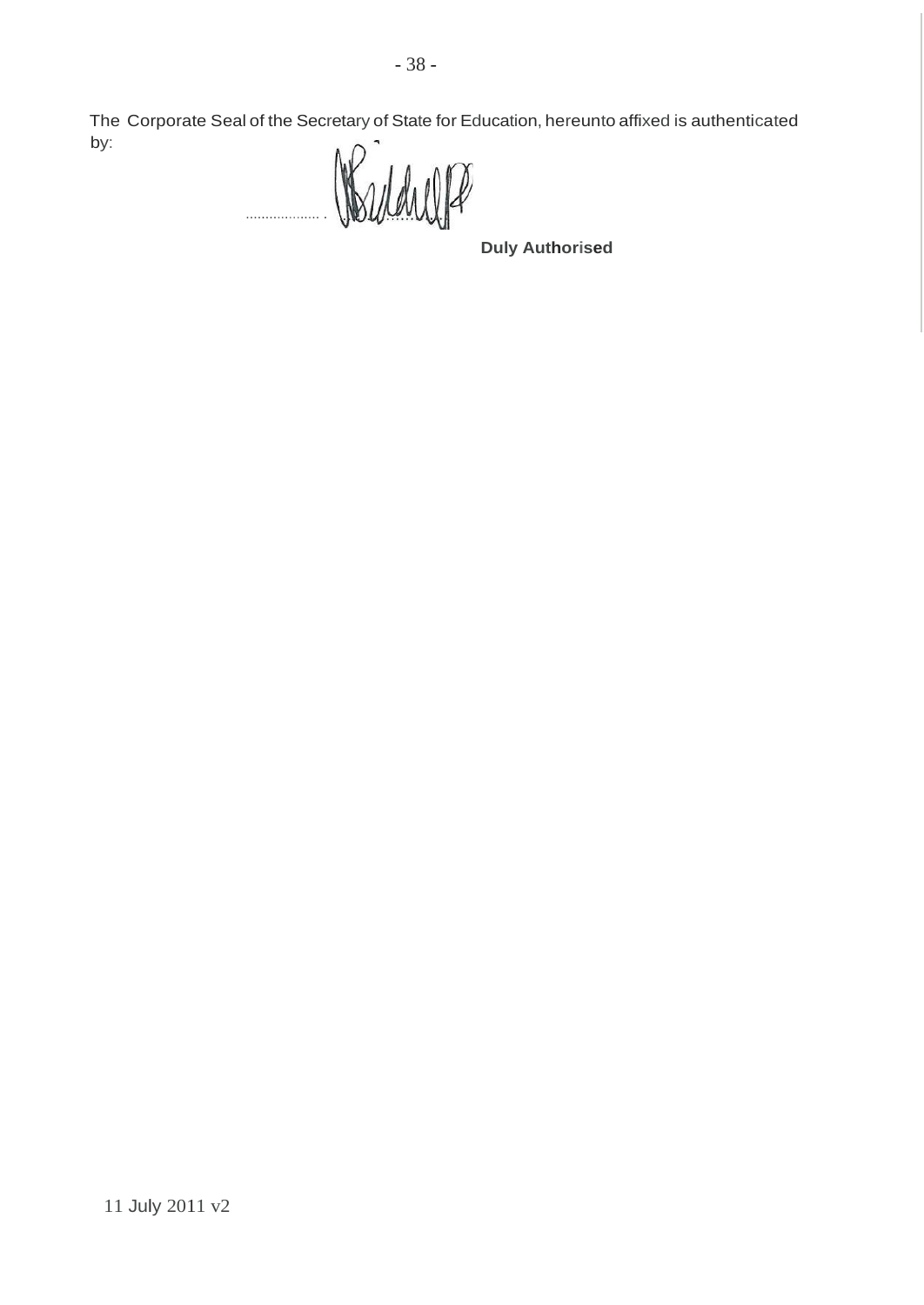The Corporate Seal of the Secretary of State for Education, hereunto affixed is authenticated by:

..................................

**Duly Authorised**

11 July 2011 v2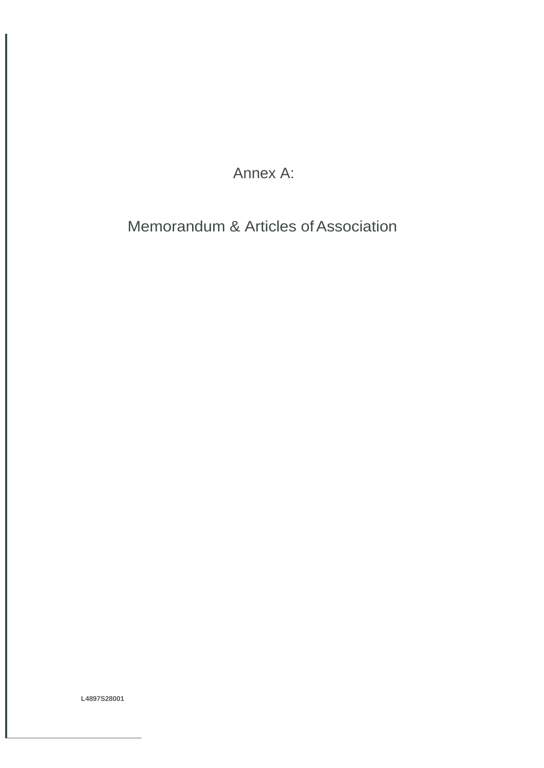# Annex A:

# Memorandum & Articles of Association

L4897S28001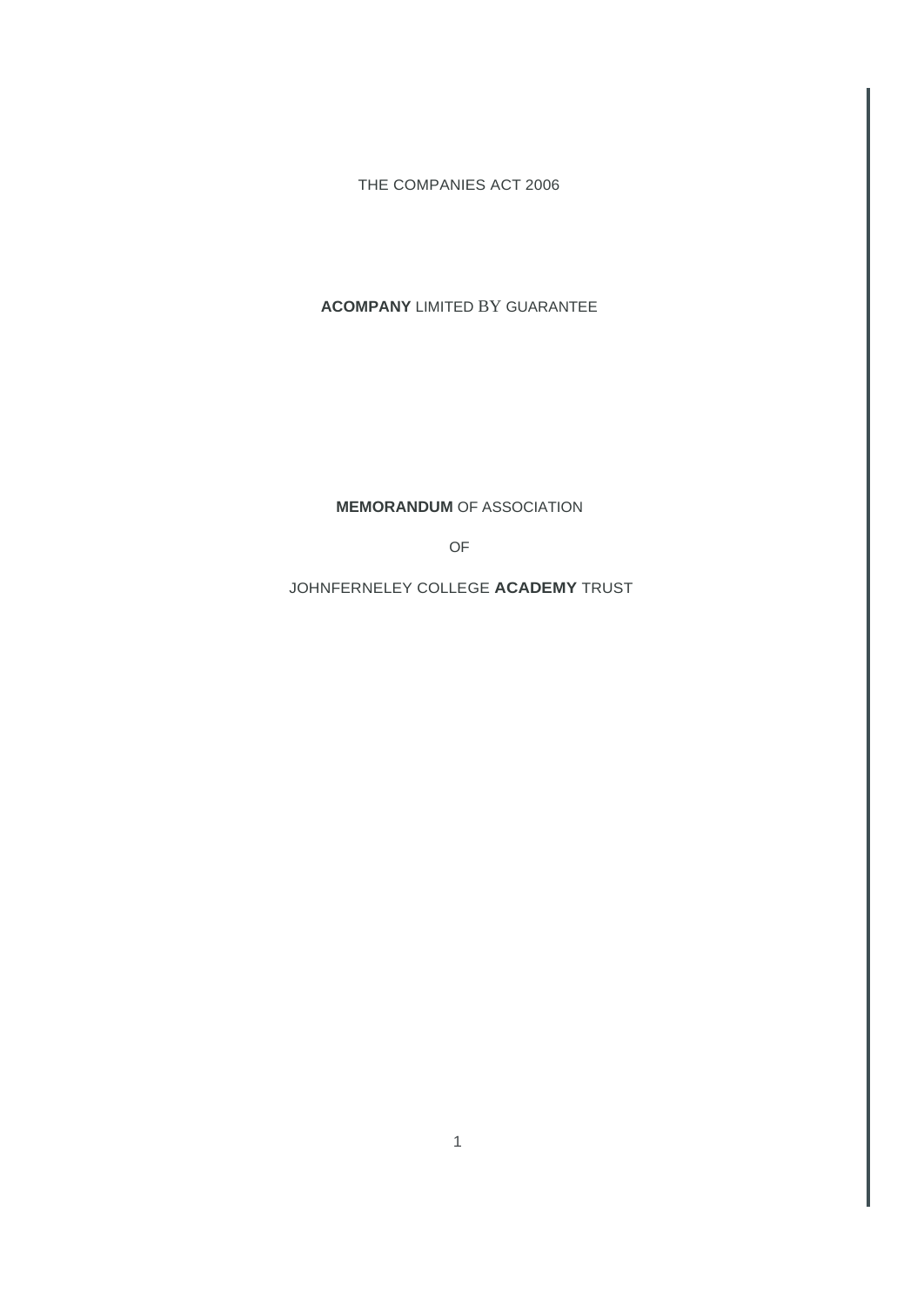THE COMPANIES ACT 2006

**ACOMPANY** LIMITED BY GUARANTEE

**MEMORANDUM** OF ASSOCIATION

OF

JOHNFERNELEY COLLEGE **ACADEMY** TRUST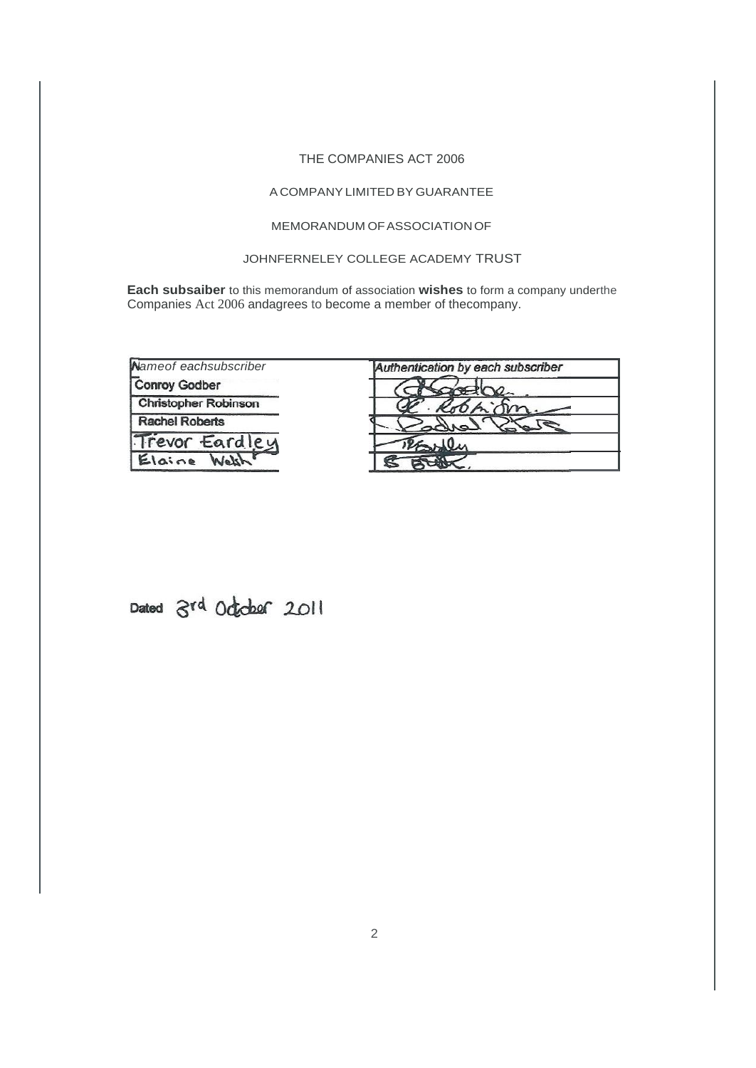THE COMPANIES ACT 2006

A COMPANY LIMITED BY GUARANTEE

MEMORANDUM OF ASSOCIATION OF

JOHNFERNELEY COLLEGE ACADEMY TRUST

**Each subsaiber** to this memorandum of association **wishes** to form a company underthe Companies Act 2006 andagrees to become a member of thecompany.

| *Nameof eachsubscriber* | *Authentication by each subscriber* |
|---|---|
| Conroy Godber | |
| Christopher Robinson | |
| Rachel Roberts | |
| Trevor Eardley | |
| Elaine Welsh | |

Dated 3rd October 2011